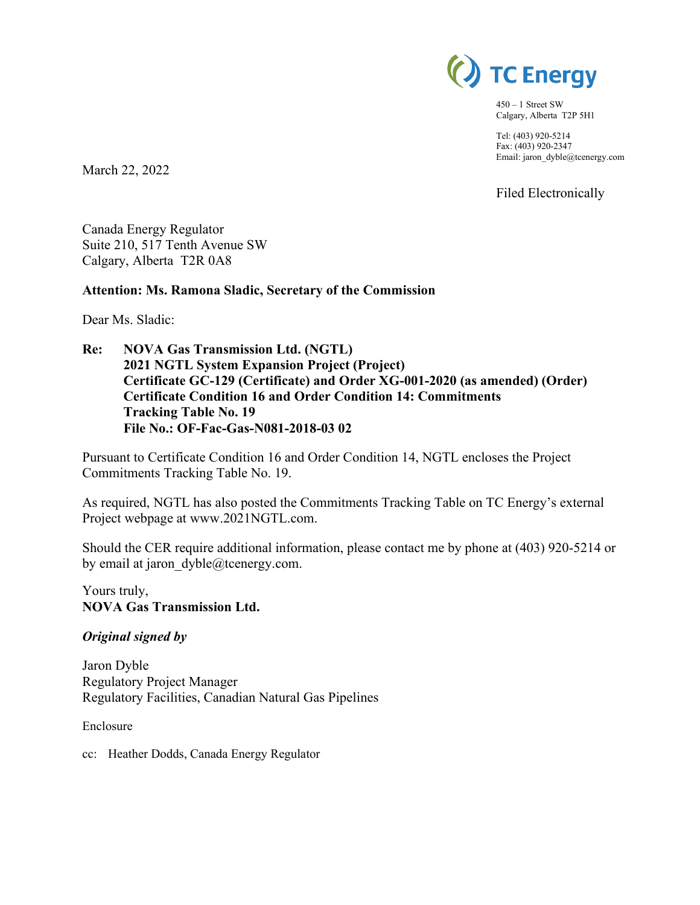TC Energy

450 – 1 Street SW
Calgary, Alberta T2P 5H1

Tel: (403) 920-5214
Fax: (403) 920-2347
Email: jaron_dyble@tcenergy.com

March 22, 2022

Filed Electronically

Canada Energy Regulator
Suite 210, 517 Tenth Avenue SW
Calgary, Alberta T2R 0A8

**Attention: Ms. Ramona Sladic, Secretary of the Commission**

Dear Ms. Sladic:

**Re: NOVA Gas Transmission Ltd. (NGTL)**
**2021 NGTL System Expansion Project (Project)**
**Certificate GC-129 (Certificate) and Order XG-001-2020 (as amended) (Order)**
**Certificate Condition 16 and Order Condition 14: Commitments Tracking Table No. 19**
**File No.: OF-Fac-Gas-N081-2018-03 02**

Pursuant to Certificate Condition 16 and Order Condition 14, NGTL encloses the Project Commitments Tracking Table No. 19.

As required, NGTL has also posted the Commitments Tracking Table on TC Energy's external Project webpage at www.2021NGTL.com.

Should the CER require additional information, please contact me by phone at (403) 920-5214 or by email at jaron_dyble@tcenergy.com.

Yours truly,
**NOVA Gas Transmission Ltd.**

***Original signed by***

Jaron Dyble
Regulatory Project Manager
Regulatory Facilities, Canadian Natural Gas Pipelines

Enclosure

cc: Heather Dodds, Canada Energy Regulator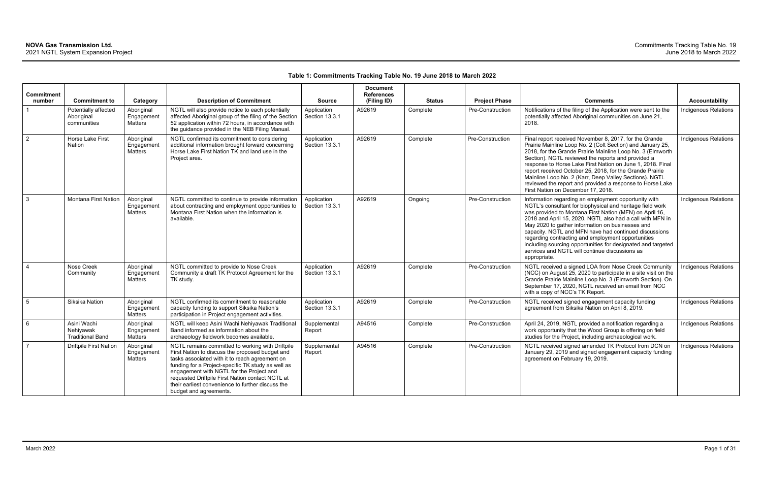**NOVA Gas Transmission Ltd.**
2021 NGTL System Expansion Project

Commitments Tracking Table No. 19
June 2018 to March 2022

**Table 1: Commitments Tracking Table No. 19 June 2018 to March 2022**

| Commitment number | Commitment to | Category | Description of Commitment | Source | Document References (Filing ID) | Status | Project Phase | Comments | Accountability |
|---|---|---|---|---|---|---|---|---|---|
| 1 | Potentially affected Aboriginal communities | Aboriginal Engagement Matters | NGTL will also provide notice to each potentially affected Aboriginal group of the filing of the Section 52 application within 72 hours, in accordance with the guidance provided in the NEB Filing Manual. | Application Section 13.3.1 | A92619 | Complete | Pre-Construction | Notifications of the filing of the Application were sent to the potentially affected Aboriginal communities on June 21, 2018. | Indigenous Relations |
| 2 | Horse Lake First Nation | Aboriginal Engagement Matters | NGTL confirmed its commitment to considering additional information brought forward concerning Horse Lake First Nation TK and land use in the Project area. | Application Section 13.3.1 | A92619 | Complete | Pre-Construction | Final report received November 8, 2017, for the Grande Prairie Mainline Loop No. 2 (Colt Section) and January 25, 2018, for the Grande Prairie Mainline Loop No. 3 (Elmworth Section). NGTL reviewed the reports and provided a response to Horse Lake First Nation on June 1, 2018. Final report received October 25, 2018, for the Grande Prairie Mainline Loop No. 2 (Karr, Deep Valley Sections). NGTL reviewed the report and provided a response to Horse Lake First Nation on December 17, 2018. | Indigenous Relations |
| 3 | Montana First Nation | Aboriginal Engagement Matters | NGTL committed to continue to provide information about contracting and employment opportunities to Montana First Nation when the information is available. | Application Section 13.3.1 | A92619 | Ongoing | Pre-Construction | Information regarding an employment opportunity with NGTL's consultant for biophysical and heritage field work was provided to Montana First Nation (MFN) on April 16, 2018 and April 15, 2020. NGTL also had a call with MFN in May 2020 to gather information on businesses and capacity. NGTL and MFN have had continued discussions regarding contracting and employment opportunities including sourcing opportunities for designated and targeted services and NGTL will continue discussions as appropriate. | Indigenous Relations |
| 4 | Nose Creek Community | Aboriginal Engagement Matters | NGTL committed to provide to Nose Creek Community a draft TK Protocol Agreement for the TK study. | Application Section 13.3.1 | A92619 | Complete | Pre-Construction | NGTL received a signed LOA from Nose Creek Community (NCC) on August 25, 2020 to participate in a site visit on the Grande Prairie Mainline Loop No. 3 (Elmworth Section). On September 17, 2020, NGTL received an email from NCC with a copy of NCC's TK Report. | Indigenous Relations |
| 5 | Siksika Nation | Aboriginal Engagement Matters | NGTL confirmed its commitment to reasonable capacity funding to support Siksika Nation's participation in Project engagement activities. | Application Section 13.3.1 | A92619 | Complete | Pre-Construction | NGTL received signed engagement capacity funding agreement from Siksika Nation on April 8, 2019. | Indigenous Relations |
| 6 | Asini Wachi Nehiyawak Traditional Band | Aboriginal Engagement Matters | NGTL will keep Asini Wachi Nehiyawak Traditional Band informed as information about the archaeology fieldwork becomes available. | Supplemental Report | A94516 | Complete | Pre-Construction | April 24, 2019, NGTL provided a notification regarding a work opportunity that the Wood Group is offering on field studies for the Project, including archaeological work. | Indigenous Relations |
| 7 | Driftpile First Nation | Aboriginal Engagement Matters | NGTL remains committed to working with Driftpile First Nation to discuss the proposed budget and tasks associated with it to reach agreement on funding for a Project-specific TK study as well as engagement with NGTL for the Project and requested Driftpile First Nation contact NGTL at their earliest convenience to further discuss the budget and agreements. | Supplemental Report | A94516 | Complete | Pre-Construction | NGTL received signed amended TK Protocol from DCN on January 29, 2019 and signed engagement capacity funding agreement on February 19, 2019. | Indigenous Relations |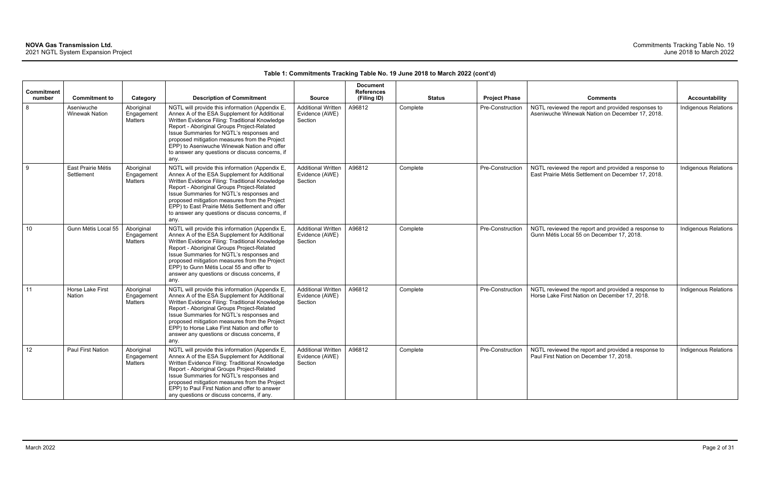**Table 1: Commitments Tracking Table No. 19 June 2018 to March 2022 (cont'd)**

| Commitment number | Commitment to | Category | Description of Commitment | Source | Document References (Filing ID) | Status | Project Phase | Comments | Accountability |
|---|---|---|---|---|---|---|---|---|---|
| 8 | Aseniwuche Winewak Nation | Aboriginal Engagement Matters | NGTL will provide this information (Appendix E, Annex A of the ESA Supplement for Additional Written Evidence Filing: Traditional Knowledge Report - Aboriginal Groups Project-Related Issue Summaries for NGTL's responses and proposed mitigation measures from the Project EPP) to Aseniwuche Winewak Nation and offer to answer any questions or discuss concerns, if any. | Additional Written Evidence (AWE) Section | A96812 | Complete | Pre-Construction | NGTL reviewed the report and provided responses to Aseniwuche Winewak Nation on December 17, 2018. | Indigenous Relations |
| 9 | East Prairie Métis Settlement | Aboriginal Engagement Matters | NGTL will provide this information (Appendix E, Annex A of the ESA Supplement for Additional Written Evidence Filing: Traditional Knowledge Report - Aboriginal Groups Project-Related Issue Summaries for NGTL's responses and proposed mitigation measures from the Project EPP) to East Prairie Métis Settlement and offer to answer any questions or discuss concerns, if any. | Additional Written Evidence (AWE) Section | A96812 | Complete | Pre-Construction | NGTL reviewed the report and provided a response to East Prairie Métis Settlement on December 17, 2018. | Indigenous Relations |
| 10 | Gunn Métis Local 55 | Aboriginal Engagement Matters | NGTL will provide this information (Appendix E, Annex A of the ESA Supplement for Additional Written Evidence Filing: Traditional Knowledge Report - Aboriginal Groups Project-Related Issue Summaries for NGTL's responses and proposed mitigation measures from the Project EPP) to Gunn Métis Local 55 and offer to answer any questions or discuss concerns, if any. | Additional Written Evidence (AWE) Section | A96812 | Complete | Pre-Construction | NGTL reviewed the report and provided a response to Gunn Métis Local 55 on December 17, 2018. | Indigenous Relations |
| 11 | Horse Lake First Nation | Aboriginal Engagement Matters | NGTL will provide this information (Appendix E, Annex A of the ESA Supplement for Additional Written Evidence Filing: Traditional Knowledge Report - Aboriginal Groups Project-Related Issue Summaries for NGTL's responses and proposed mitigation measures from the Project EPP) to Horse Lake First Nation and offer to answer any questions or discuss concerns, if any. | Additional Written Evidence (AWE) Section | A96812 | Complete | Pre-Construction | NGTL reviewed the report and provided a response to Horse Lake First Nation on December 17, 2018. | Indigenous Relations |
| 12 | Paul First Nation | Aboriginal Engagement Matters | NGTL will provide this information (Appendix E, Annex A of the ESA Supplement for Additional Written Evidence Filing: Traditional Knowledge Report - Aboriginal Groups Project-Related Issue Summaries for NGTL's responses and proposed mitigation measures from the Project EPP) to Paul First Nation and offer to answer any questions or discuss concerns, if any. | Additional Written Evidence (AWE) Section | A96812 | Complete | Pre-Construction | NGTL reviewed the report and provided a response to Paul First Nation on December 17, 2018. | Indigenous Relations |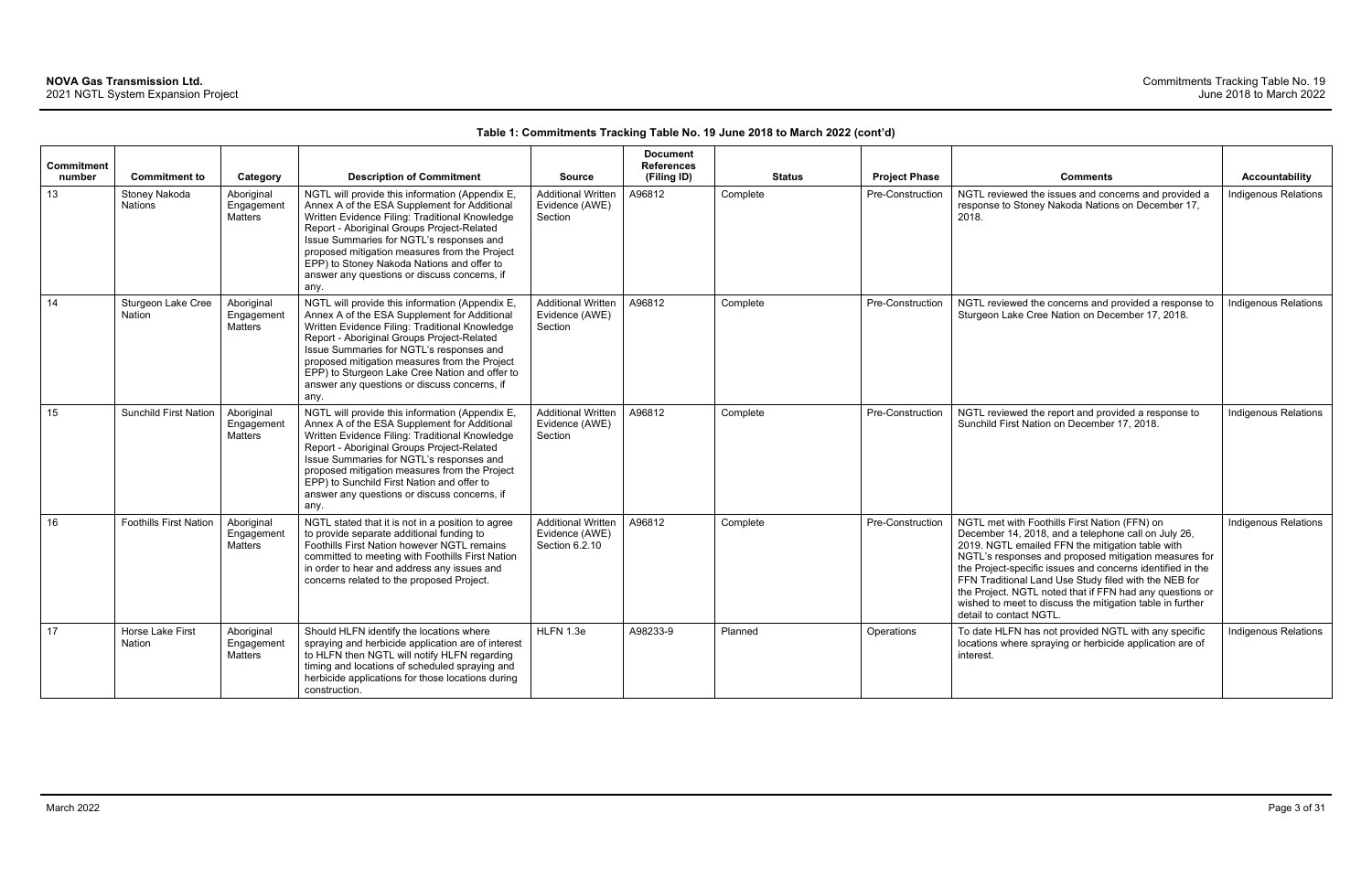**Table 1: Commitments Tracking Table No. 19 June 2018 to March 2022 (cont'd)**

| Commitment number | Commitment to | Category | Description of Commitment | Source | Document References (Filing ID) | Status | Project Phase | Comments | Accountability |
|---|---|---|---|---|---|---|---|---|---|
| 13 | Stoney Nakoda Nations | Aboriginal Engagement Matters | NGTL will provide this information (Appendix E, Annex A of the ESA Supplement for Additional Written Evidence Filing: Traditional Knowledge Report - Aboriginal Groups Project-Related Issue Summaries for NGTL's responses and proposed mitigation measures from the Project EPP) to Stoney Nakoda Nations and offer to answer any questions or discuss concerns, if any. | Additional Written Evidence (AWE) Section | A96812 | Complete | Pre-Construction | NGTL reviewed the issues and concerns and provided a response to Stoney Nakoda Nations on December 17, 2018. | Indigenous Relations |
| 14 | Sturgeon Lake Cree Nation | Aboriginal Engagement Matters | NGTL will provide this information (Appendix E, Annex A of the ESA Supplement for Additional Written Evidence Filing: Traditional Knowledge Report - Aboriginal Groups Project-Related Issue Summaries for NGTL's responses and proposed mitigation measures from the Project EPP) to Sturgeon Lake Cree Nation and offer to answer any questions or discuss concerns, if any. | Additional Written Evidence (AWE) Section | A96812 | Complete | Pre-Construction | NGTL reviewed the concerns and provided a response to Sturgeon Lake Cree Nation on December 17, 2018. | Indigenous Relations |
| 15 | Sunchild First Nation | Aboriginal Engagement Matters | NGTL will provide this information (Appendix E, Annex A of the ESA Supplement for Additional Written Evidence Filing: Traditional Knowledge Report - Aboriginal Groups Project-Related Issue Summaries for NGTL's responses and proposed mitigation measures from the Project EPP) to Sunchild First Nation and offer to answer any questions or discuss concerns, if any. | Additional Written Evidence (AWE) Section | A96812 | Complete | Pre-Construction | NGTL reviewed the report and provided a response to Sunchild First Nation on December 17, 2018. | Indigenous Relations |
| 16 | Foothills First Nation | Aboriginal Engagement Matters | NGTL stated that it is not in a position to agree to provide separate additional funding to Foothills First Nation however NGTL remains committed to meeting with Foothills First Nation in order to hear and address any issues and concerns related to the proposed Project. | Additional Written Evidence (AWE) Section 6.2.10 | A96812 | Complete | Pre-Construction | NGTL met with Foothills First Nation (FFN) on December 14, 2018, and a telephone call on July 26, 2019. NGTL emailed FFN the mitigation table with NGTL's responses and proposed mitigation measures for the Project-specific issues and concerns identified in the FFN Traditional Land Use Study filed with the NEB for the Project. NGTL noted that if FFN had any questions or wished to meet to discuss the mitigation table in further detail to contact NGTL. | Indigenous Relations |
| 17 | Horse Lake First Nation | Aboriginal Engagement Matters | Should HLFN identify the locations where spraying and herbicide application are of interest to HLFN then NGTL will notify HLFN regarding timing and locations of scheduled spraying and herbicide applications for those locations during construction. | HLFN 1.3e | A98233-9 | Planned | Operations | To date HLFN has not provided NGTL with any specific locations where spraying or herbicide application are of interest. | Indigenous Relations |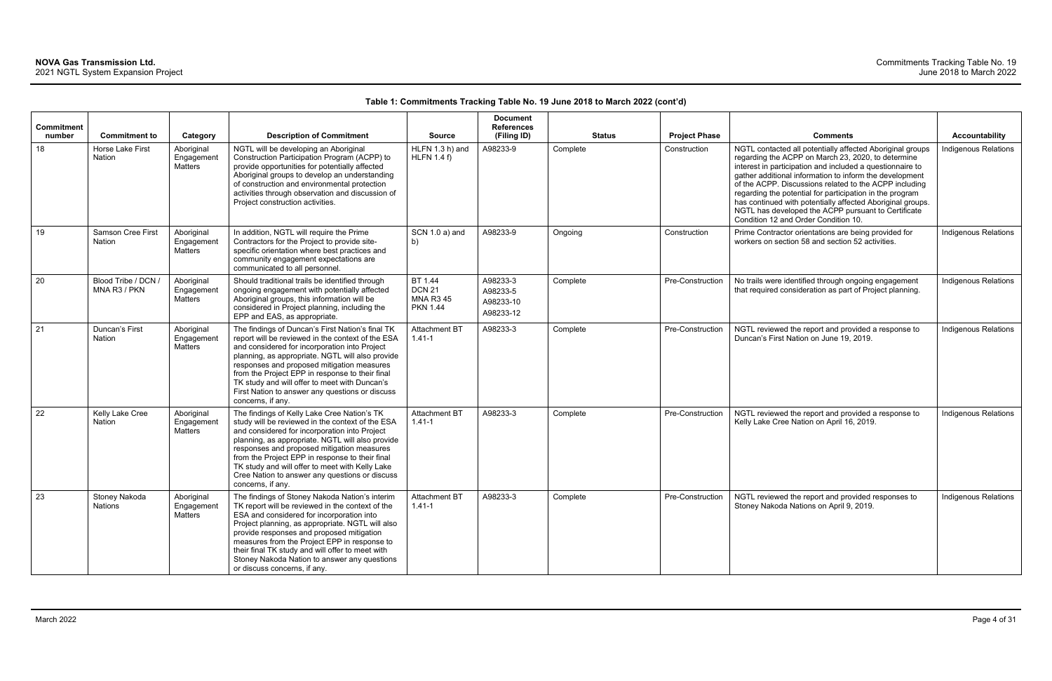**Table 1: Commitments Tracking Table No. 19 June 2018 to March 2022 (cont'd)**

| Commitment number | Commitment to | Category | Description of Commitment | Source | Document References (Filing ID) | Status | Project Phase | Comments | Accountability |
|---|---|---|---|---|---|---|---|---|---|
| 18 | Horse Lake First Nation | Aboriginal Engagement Matters | NGTL will be developing an Aboriginal Construction Participation Program (ACPP) to provide opportunities for potentially affected Aboriginal groups to develop an understanding of construction and environmental protection activities through observation and discussion of Project construction activities. | HLFN 1.3 h) and HLFN 1.4 f) | A98233-9 | Complete | Construction | NGTL contacted all potentially affected Aboriginal groups regarding the ACPP on March 23, 2020, to determine interest in participation and included a questionnaire to gather additional information to inform the development of the ACPP. Discussions related to the ACPP including regarding the potential for participation in the program has continued with potentially affected Aboriginal groups. NGTL has developed the ACPP pursuant to Certificate Condition 12 and Order Condition 10. | Indigenous Relations |
| 19 | Samson Cree First Nation | Aboriginal Engagement Matters | In addition, NGTL will require the Prime Contractors for the Project to provide site-specific orientation where best practices and community engagement expectations are communicated to all personnel. | SCN 1.0 a) and b) | A98233-9 | Ongoing | Construction | Prime Contractor orientations are being provided for workers on section 58 and section 52 activities. | Indigenous Relations |
| 20 | Blood Tribe / DCN / MNA R3 / PKN | Aboriginal Engagement Matters | Should traditional trails be identified through ongoing engagement with potentially affected Aboriginal groups, this information will be considered in Project planning, including the EPP and EAS, as appropriate. | BT 1.44<br>DCN 21<br>MNA R3 45<br>PKN 1.44 | A98233-3<br>A98233-5<br>A98233-10<br>A98233-12 | Complete | Pre-Construction | No trails were identified through ongoing engagement that required consideration as part of Project planning. | Indigenous Relations |
| 21 | Duncan's First Nation | Aboriginal Engagement Matters | The findings of Duncan's First Nation's final TK report will be reviewed in the context of the ESA and considered for incorporation into Project planning, as appropriate. NGTL will also provide responses and proposed mitigation measures from the Project EPP in response to their final TK study and will offer to meet with Duncan's First Nation to answer any questions or discuss concerns, if any. | Attachment BT 1.41-1 | A98233-3 | Complete | Pre-Construction | NGTL reviewed the report and provided a response to Duncan's First Nation on June 19, 2019. | Indigenous Relations |
| 22 | Kelly Lake Cree Nation | Aboriginal Engagement Matters | The findings of Kelly Lake Cree Nation's TK study will be reviewed in the context of the ESA and considered for incorporation into Project planning, as appropriate. NGTL will also provide responses and proposed mitigation measures from the Project EPP in response to their final TK study and will offer to meet with Kelly Lake Cree Nation to answer any questions or discuss concerns, if any. | Attachment BT 1.41-1 | A98233-3 | Complete | Pre-Construction | NGTL reviewed the report and provided a response to Kelly Lake Cree Nation on April 16, 2019. | Indigenous Relations |
| 23 | Stoney Nakoda Nations | Aboriginal Engagement Matters | The findings of Stoney Nakoda Nation's interim TK report will be reviewed in the context of the ESA and considered for incorporation into Project planning, as appropriate. NGTL will also provide responses and proposed mitigation measures from the Project EPP in response to their final TK study and will offer to meet with Stoney Nakoda Nation to answer any questions or discuss concerns, if any. | Attachment BT 1.41-1 | A98233-3 | Complete | Pre-Construction | NGTL reviewed the report and provided responses to Stoney Nakoda Nations on April 9, 2019. | Indigenous Relations |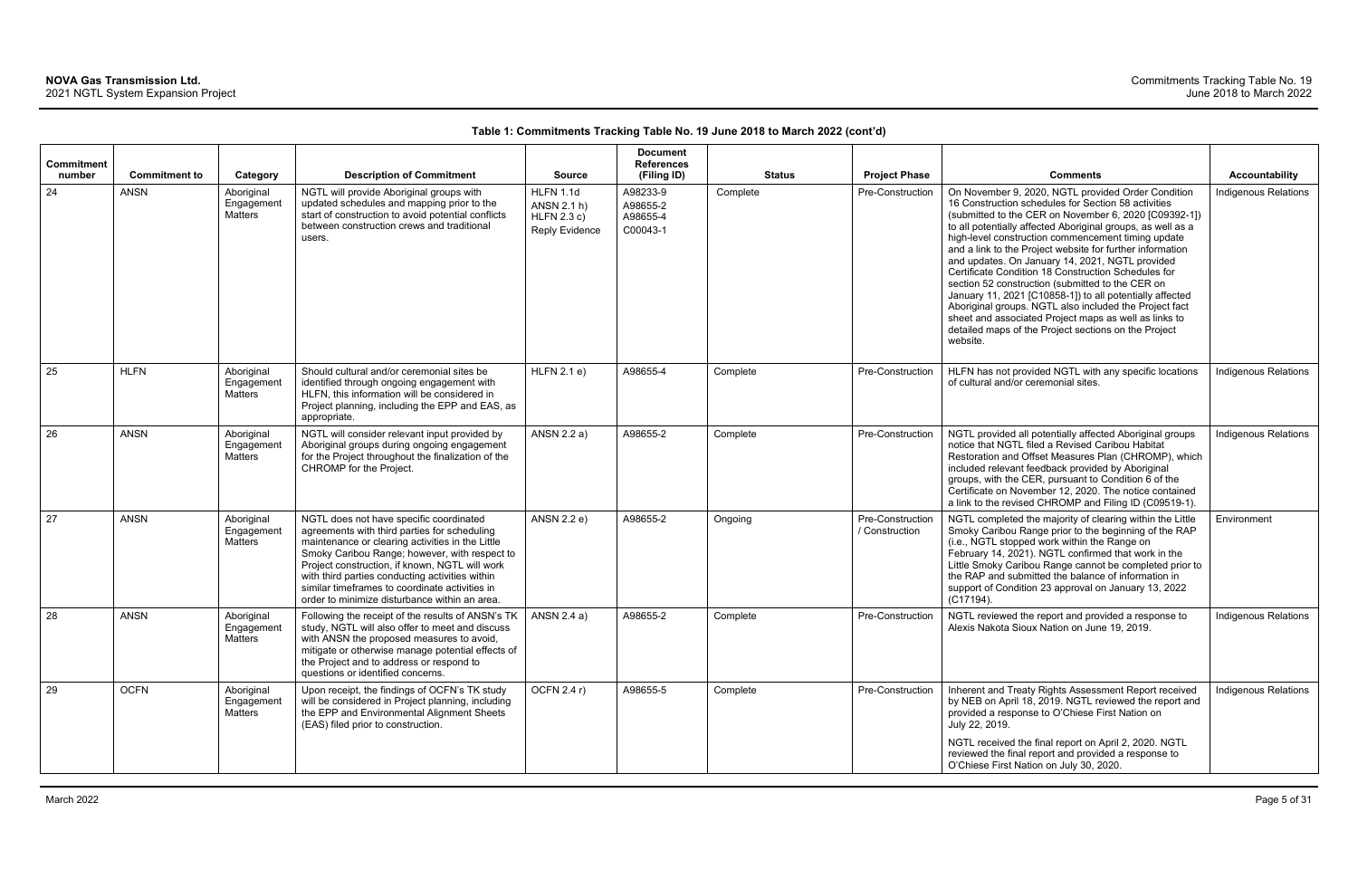**Table 1: Commitments Tracking Table No. 19 June 2018 to March 2022 (cont'd)**

| Commitment number | Commitment to | Category | Description of Commitment | Source | Document References (Filing ID) | Status | Project Phase | Comments | Accountability |
|---|---|---|---|---|---|---|---|---|---|
| 24 | ANSN | Aboriginal Engagement Matters | NGTL will provide Aboriginal groups with updated schedules and mapping prior to the start of construction to avoid potential conflicts between construction crews and traditional users. | HLFN 1.1d ANSN 2.1 h) HLFN 2.3 c) Reply Evidence | A98233-9 A98655-2 A98655-4 C00043-1 | Complete | Pre-Construction | On November 9, 2020, NGTL provided Order Condition 16 Construction schedules for Section 58 activities (submitted to the CER on November 6, 2020 [C09392-1]) to all potentially affected Aboriginal groups, as well as a high-level construction commencement timing update and a link to the Project website for further information and updates. On January 14, 2021, NGTL provided Certificate Condition 18 Construction Schedules for section 52 construction (submitted to the CER on January 11, 2021 [C10858-1]) to all potentially affected Aboriginal groups. NGTL also included the Project fact sheet and associated Project maps as well as links to detailed maps of the Project sections on the Project website. | Indigenous Relations |
| 25 | HLFN | Aboriginal Engagement Matters | Should cultural and/or ceremonial sites be identified through ongoing engagement with HLFN, this information will be considered in Project planning, including the EPP and EAS, as appropriate. | HLFN 2.1 e) | A98655-4 | Complete | Pre-Construction | HLFN has not provided NGTL with any specific locations of cultural and/or ceremonial sites. | Indigenous Relations |
| 26 | ANSN | Aboriginal Engagement Matters | NGTL will consider relevant input provided by Aboriginal groups during ongoing engagement for the Project throughout the finalization of the CHROMP for the Project. | ANSN 2.2 a) | A98655-2 | Complete | Pre-Construction | NGTL provided all potentially affected Aboriginal groups notice that NGTL filed a Revised Caribou Habitat Restoration and Offset Measures Plan (CHROMP), which included relevant feedback provided by Aboriginal groups, with the CER, pursuant to Condition 6 of the Certificate on November 12, 2020. The notice contained a link to the revised CHROMP and Filing ID (C09519-1). | Indigenous Relations |
| 27 | ANSN | Aboriginal Engagement Matters | NGTL does not have specific coordinated agreements with third parties for scheduling maintenance or clearing activities in the Little Smoky Caribou Range; however, with respect to Project construction, if known, NGTL will work with third parties conducting activities within similar timeframes to coordinate activities in order to minimize disturbance within an area. | ANSN 2.2 e) | A98655-2 | Ongoing | Pre-Construction / Construction | NGTL completed the majority of clearing within the Little Smoky Caribou Range prior to the beginning of the RAP (i.e., NGTL stopped work within the Range on February 14, 2021). NGTL confirmed that work in the Little Smoky Caribou Range cannot be completed prior to the RAP and submitted the balance of information in support of Condition 23 approval on January 13, 2022 (C17194). | Environment |
| 28 | ANSN | Aboriginal Engagement Matters | Following the receipt of the results of ANSN's TK study, NGTL will also offer to meet and discuss with ANSN the proposed measures to avoid, mitigate or otherwise manage potential effects of the Project and to address or respond to questions or identified concerns. | ANSN 2.4 a) | A98655-2 | Complete | Pre-Construction | NGTL reviewed the report and provided a response to Alexis Nakota Sioux Nation on June 19, 2019. | Indigenous Relations |
| 29 | OCFN | Aboriginal Engagement Matters | Upon receipt, the findings of OCFN's TK study will be considered in Project planning, including the EPP and Environmental Alignment Sheets (EAS) filed prior to construction. | OCFN 2.4 r) | A98655-5 | Complete | Pre-Construction | Inherent and Treaty Rights Assessment Report received by NEB on April 18, 2019. NGTL reviewed the report and provided a response to O'Chiese First Nation on July 22, 2019.<br><br>NGTL received the final report on April 2, 2020. NGTL reviewed the final report and provided a response to O'Chiese First Nation on July 30, 2020. | Indigenous Relations |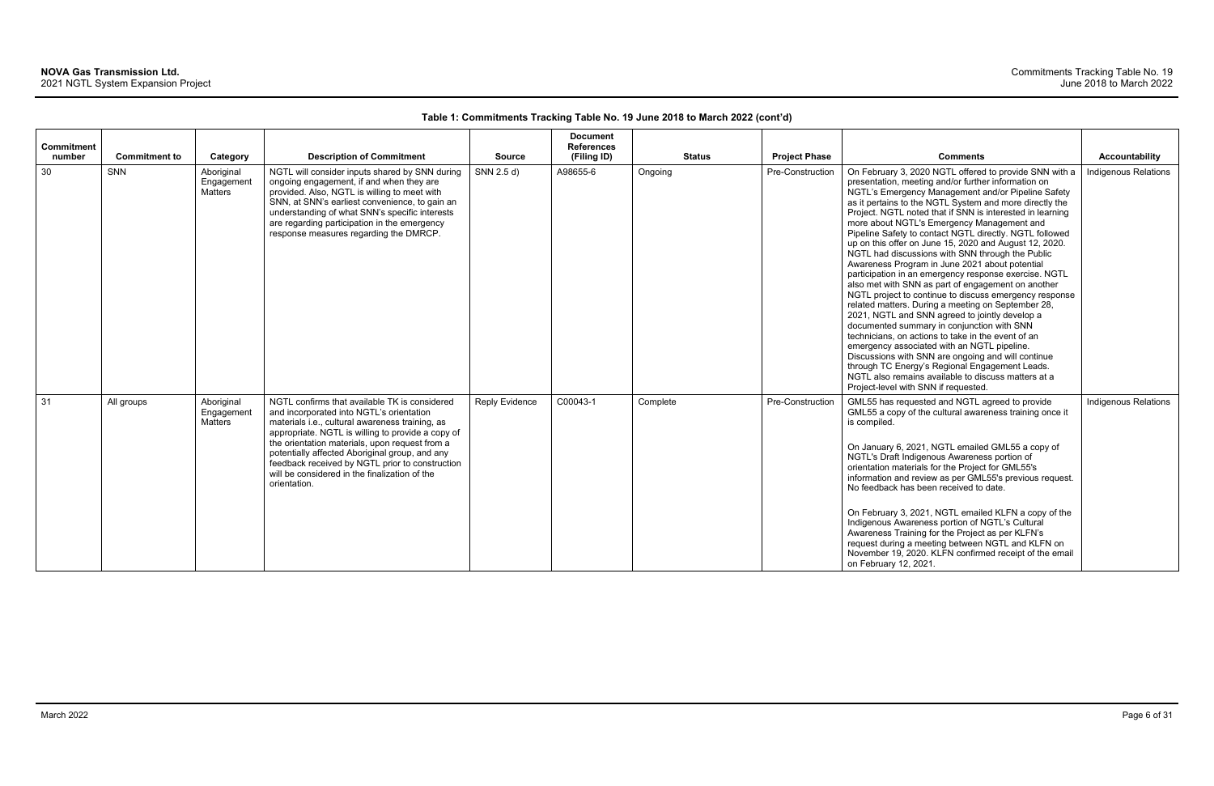**Table 1: Commitments Tracking Table No. 19 June 2018 to March 2022 (cont'd)**

| Commitment number | Commitment to | Category | Description of Commitment | Source | Document References (Filing ID) | Status | Project Phase | Comments | Accountability |
|---|---|---|---|---|---|---|---|---|---|
| 30 | SNN | Aboriginal Engagement Matters | NGTL will consider inputs shared by SNN during ongoing engagement, if and when they are provided. Also, NGTL is willing to meet with SNN, at SNN's earliest convenience, to gain an understanding of what SNN's specific interests are regarding participation in the emergency response measures regarding the DMRCP. | SNN 2.5 d) | A98655-6 | Ongoing | Pre-Construction | On February 3, 2020 NGTL offered to provide SNN with a presentation, meeting and/or further information on NGTL's Emergency Management and/or Pipeline Safety as it pertains to the NGTL System and more directly the Project. NGTL noted that if SNN is interested in learning more about NGTL's Emergency Management and Pipeline Safety to contact NGTL directly. NGTL followed up on this offer on June 15, 2020 and August 12, 2020. NGTL had discussions with SNN through the Public Awareness Program in June 2021 about potential participation in an emergency response exercise. NGTL also met with SNN as part of engagement on another NGTL project to continue to discuss emergency response related matters. During a meeting on September 28, 2021, NGTL and SNN agreed to jointly develop a documented summary in conjunction with SNN technicians, on actions to take in the event of an emergency associated with an NGTL pipeline. Discussions with SNN are ongoing and will continue through TC Energy's Regional Engagement Leads. NGTL also remains available to discuss matters at a Project-level with SNN if requested. | Indigenous Relations |
| 31 | All groups | Aboriginal Engagement Matters | NGTL confirms that available TK is considered and incorporated into NGTL's orientation materials i.e., cultural awareness training, as appropriate. NGTL is willing to provide a copy of the orientation materials, upon request from a potentially affected Aboriginal group, and any feedback received by NGTL prior to construction will be considered in the finalization of the orientation. | Reply Evidence | C00043-1 | Complete | Pre-Construction | GML55 has requested and NGTL agreed to provide GML55 a copy of the cultural awareness training once it is compiled.<br><br>On January 6, 2021, NGTL emailed GML55 a copy of NGTL's Draft Indigenous Awareness portion of orientation materials for the Project for GML55's information and review as per GML55's previous request. No feedback has been received to date.<br><br>On February 3, 2021, NGTL emailed KLFN a copy of the Indigenous Awareness portion of NGTL's Cultural Awareness Training for the Project as per KLFN's request during a meeting between NGTL and KLFN on November 19, 2020. KLFN confirmed receipt of the email on February 12, 2021. | Indigenous Relations |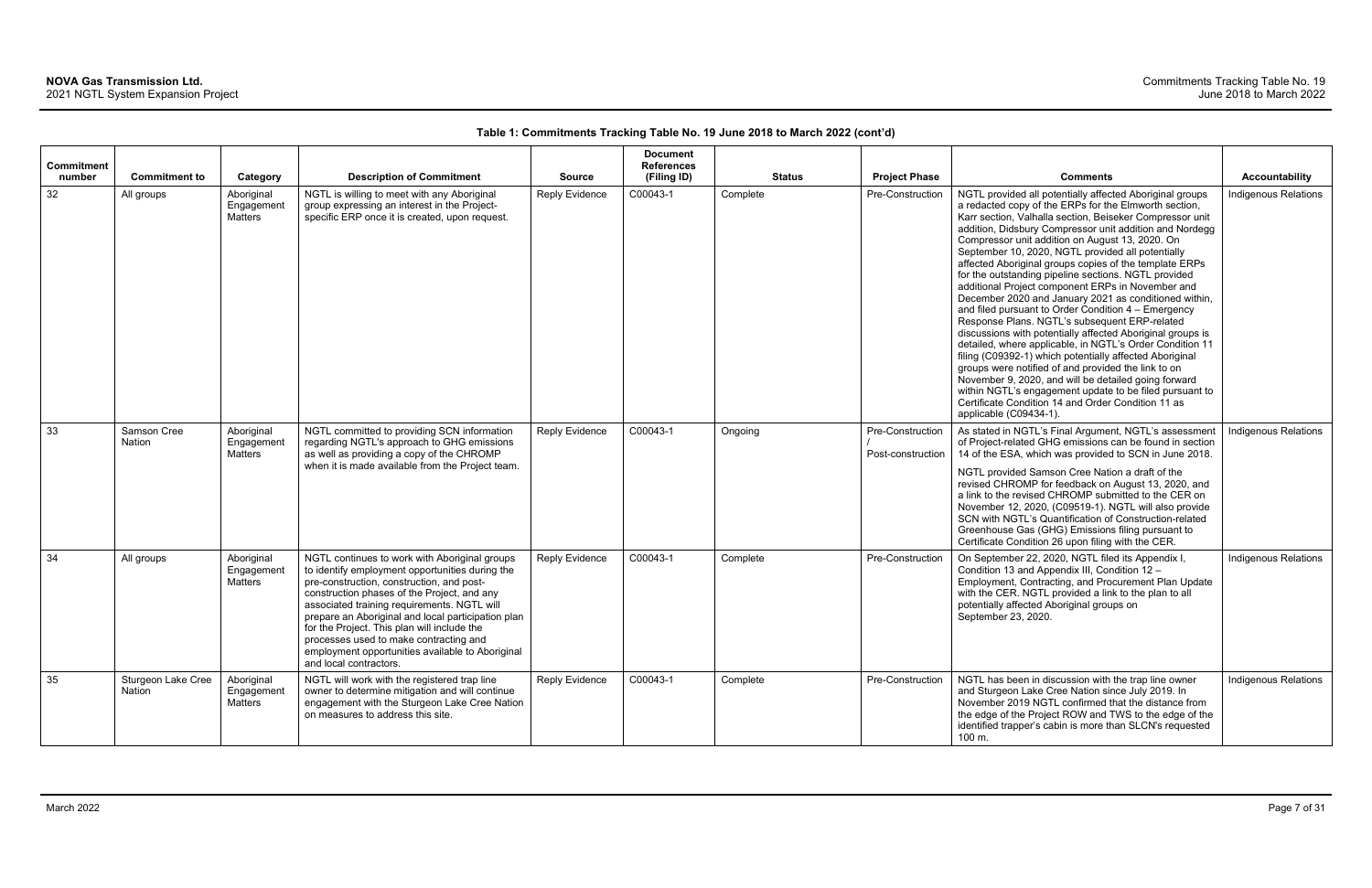**Table 1: Commitments Tracking Table No. 19 June 2018 to March 2022 (cont'd)**

| Commitment number | Commitment to | Category | Description of Commitment | Source | Document References (Filing ID) | Status | Project Phase | Comments | Accountability |
|---|---|---|---|---|---|---|---|---|---|
| 32 | All groups | Aboriginal Engagement Matters | NGTL is willing to meet with any Aboriginal group expressing an interest in the Project-specific ERP once it is created, upon request. | Reply Evidence | C00043-1 | Complete | Pre-Construction | NGTL provided all potentially affected Aboriginal groups a redacted copy of the ERPs for the Elmworth section, Karr section, Valhalla section, Beiseker Compressor unit addition, Didsbury Compressor unit addition and Nordegg Compressor unit addition on August 13, 2020. On September 10, 2020, NGTL provided all potentially affected Aboriginal groups copies of the template ERPs for the outstanding pipeline sections. NGTL provided additional Project component ERPs in November and December 2020 and January 2021 as conditioned within, and filed pursuant to Order Condition 4 – Emergency Response Plans. NGTL's subsequent ERP-related discussions with potentially affected Aboriginal groups is detailed, where applicable, in NGTL's Order Condition 11 filing (C09392-1) which potentially affected Aboriginal groups were notified of and provided the link to on November 9, 2020, and will be detailed going forward within NGTL's engagement update to be filed pursuant to Certificate Condition 14 and Order Condition 11 as applicable (C09434-1). | Indigenous Relations |
| 33 | Samson Cree Nation | Aboriginal Engagement Matters | NGTL committed to providing SCN information regarding NGTL's approach to GHG emissions as well as providing a copy of the CHROMP when it is made available from the Project team. | Reply Evidence | C00043-1 | Ongoing | Pre-Construction / Post-construction | As stated in NGTL's Final Argument, NGTL's assessment of Project-related GHG emissions can be found in section 14 of the ESA, which was provided to SCN in June 2018.<br><br>NGTL provided Samson Cree Nation a draft of the revised CHROMP for feedback on August 13, 2020, and a link to the revised CHROMP submitted to the CER on November 12, 2020, (C09519-1). NGTL will also provide SCN with NGTL's Quantification of Construction-related Greenhouse Gas (GHG) Emissions filing pursuant to Certificate Condition 26 upon filing with the CER. | Indigenous Relations |
| 34 | All groups | Aboriginal Engagement Matters | NGTL continues to work with Aboriginal groups to identify employment opportunities during the pre-construction, construction, and post-construction phases of the Project, and any associated training requirements. NGTL will prepare an Aboriginal and local participation plan for the Project. This plan will include the processes used to make contracting and employment opportunities available to Aboriginal and local contractors. | Reply Evidence | C00043-1 | Complete | Pre-Construction | On September 22, 2020, NGTL filed its Appendix I, Condition 13 and Appendix III, Condition 12 – Employment, Contracting, and Procurement Plan Update with the CER. NGTL provided a link to the plan to all potentially affected Aboriginal groups on September 23, 2020. | Indigenous Relations |
| 35 | Sturgeon Lake Cree Nation | Aboriginal Engagement Matters | NGTL will work with the registered trap line owner to determine mitigation and will continue engagement with the Sturgeon Lake Cree Nation on measures to address this site. | Reply Evidence | C00043-1 | Complete | Pre-Construction | NGTL has been in discussion with the trap line owner and Sturgeon Lake Cree Nation since July 2019. In November 2019 NGTL confirmed that the distance from the edge of the Project ROW and TWS to the edge of the identified trapper's cabin is more than SLCN's requested 100 m. | Indigenous Relations |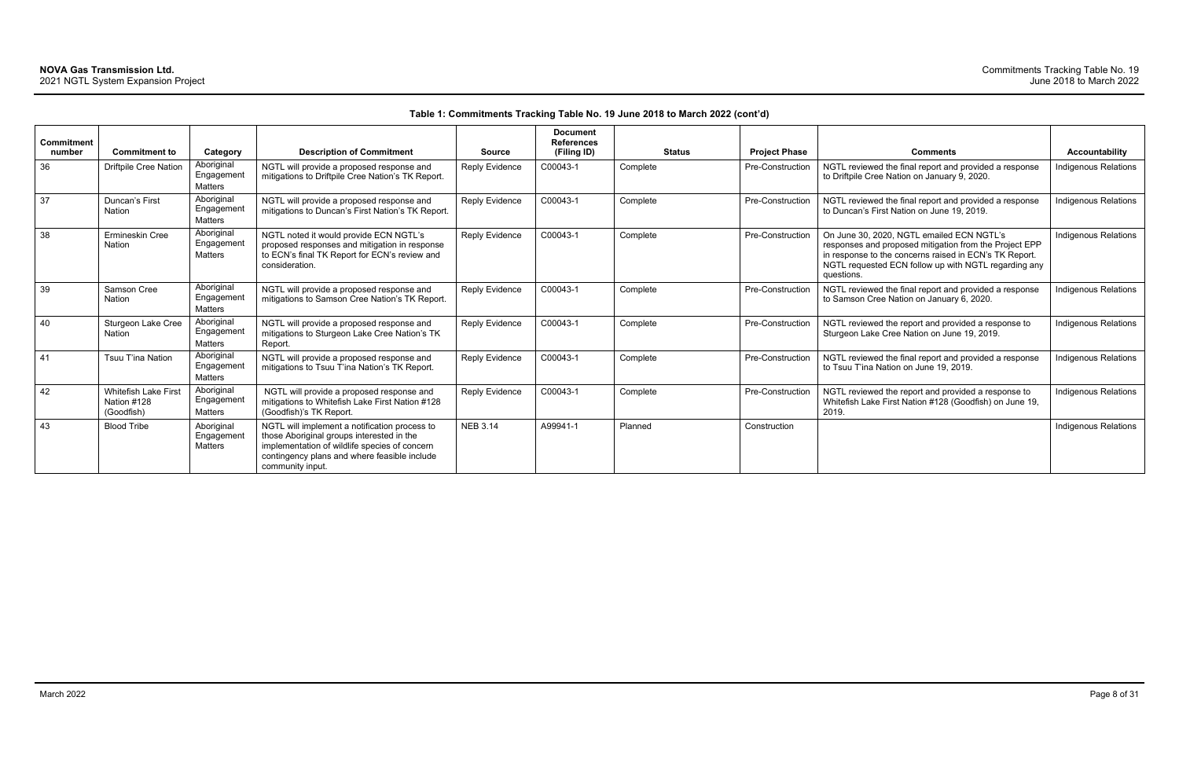**Table 1: Commitments Tracking Table No. 19 June 2018 to March 2022 (cont'd)**

| Commitment number | Commitment to | Category | Description of Commitment | Source | Document References (Filing ID) | Status | Project Phase | Comments | Accountability |
|---|---|---|---|---|---|---|---|---|---|
| 36 | Driftpile Cree Nation | Aboriginal Engagement Matters | NGTL will provide a proposed response and mitigations to Driftpile Cree Nation's TK Report. | Reply Evidence | C00043-1 | Complete | Pre-Construction | NGTL reviewed the final report and provided a response to Driftpile Cree Nation on January 9, 2020. | Indigenous Relations |
| 37 | Duncan's First Nation | Aboriginal Engagement Matters | NGTL will provide a proposed response and mitigations to Duncan's First Nation's TK Report. | Reply Evidence | C00043-1 | Complete | Pre-Construction | NGTL reviewed the final report and provided a response to Duncan's First Nation on June 19, 2019. | Indigenous Relations |
| 38 | Ermineskin Cree Nation | Aboriginal Engagement Matters | NGTL noted it would provide ECN NGTL's proposed responses and mitigation in response to ECN's final TK Report for ECN's review and consideration. | Reply Evidence | C00043-1 | Complete | Pre-Construction | On June 30, 2020, NGTL emailed ECN NGTL's responses and proposed mitigation from the Project EPP in response to the concerns raised in ECN's TK Report. NGTL requested ECN follow up with NGTL regarding any questions. | Indigenous Relations |
| 39 | Samson Cree Nation | Aboriginal Engagement Matters | NGTL will provide a proposed response and mitigations to Samson Cree Nation's TK Report. | Reply Evidence | C00043-1 | Complete | Pre-Construction | NGTL reviewed the final report and provided a response to Samson Cree Nation on January 6, 2020. | Indigenous Relations |
| 40 | Sturgeon Lake Cree Nation | Aboriginal Engagement Matters | NGTL will provide a proposed response and mitigations to Sturgeon Lake Cree Nation's TK Report. | Reply Evidence | C00043-1 | Complete | Pre-Construction | NGTL reviewed the report and provided a response to Sturgeon Lake Cree Nation on June 19, 2019. | Indigenous Relations |
| 41 | Tsuu T'ina Nation | Aboriginal Engagement Matters | NGTL will provide a proposed response and mitigations to Tsuu T'ina Nation's TK Report. | Reply Evidence | C00043-1 | Complete | Pre-Construction | NGTL reviewed the final report and provided a response to Tsuu T'ina Nation on June 19, 2019. | Indigenous Relations |
| 42 | Whitefish Lake First Nation #128 (Goodfish) | Aboriginal Engagement Matters | NGTL will provide a proposed response and mitigations to Whitefish Lake First Nation #128 (Goodfish)'s TK Report. | Reply Evidence | C00043-1 | Complete | Pre-Construction | NGTL reviewed the report and provided a response to Whitefish Lake First Nation #128 (Goodfish) on June 19, 2019. | Indigenous Relations |
| 43 | Blood Tribe | Aboriginal Engagement Matters | NGTL will implement a notification process to those Aboriginal groups interested in the implementation of wildlife species of concern contingency plans and where feasible include community input. | NEB 3.14 | A99941-1 | Planned | Construction | | Indigenous Relations |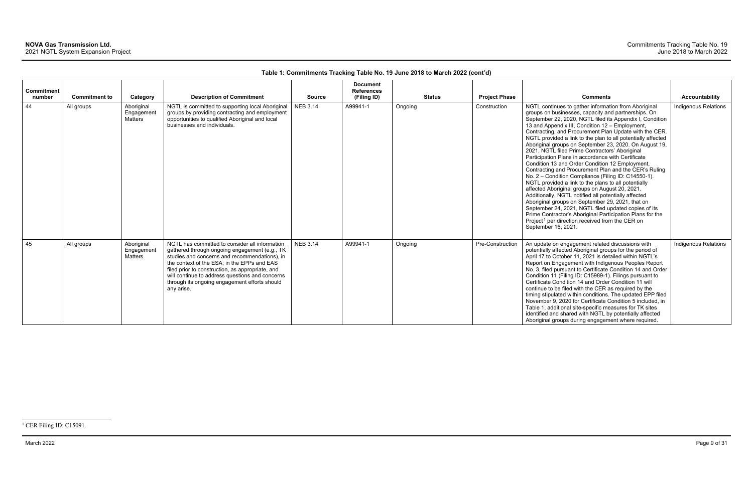**Table 1: Commitments Tracking Table No. 19 June 2018 to March 2022 (cont'd)**

| Commitment number | Commitment to | Category | Description of Commitment | Source | Document References (Filing ID) | Status | Project Phase | Comments | Accountability |
|---|---|---|---|---|---|---|---|---|---|
| 44 | All groups | Aboriginal Engagement Matters | NGTL is committed to supporting local Aboriginal groups by providing contracting and employment opportunities to qualified Aboriginal and local businesses and individuals. | NEB 3.14 | A99941-1 | Ongoing | Construction | NGTL continues to gather information from Aboriginal groups on businesses, capacity and partnerships. On September 22, 2020, NGTL filed its Appendix I, Condition 13 and Appendix III, Condition 12 – Employment, Contracting, and Procurement Plan Update with the CER. NGTL provided a link to the plan to all potentially affected Aboriginal groups on September 23, 2020. On August 19, 2021, NGTL filed Prime Contractors' Aboriginal Participation Plans in accordance with Certificate Condition 13 and Order Condition 12 Employment, Contracting and Procurement Plan and the CER's Ruling No. 2 – Condition Compliance (Filing ID: C14550-1). NGTL provided a link to the plans to all potentially affected Aboriginal groups on August 20, 2021. Additionally, NGTL notified all potentially affected Aboriginal groups on September 29, 2021, that on September 24, 2021, NGTL filed updated copies of its Prime Contractor's Aboriginal Participation Plans for the Project[1] per direction received from the CER on September 16, 2021. | Indigenous Relations |
| 45 | All groups | Aboriginal Engagement Matters | NGTL has committed to consider all information gathered through ongoing engagement (e.g., TK studies and concerns and recommendations), in the context of the ESA, in the EPPs and EAS filed prior to construction, as appropriate, and will continue to address questions and concerns through its ongoing engagement efforts should any arise. | NEB 3.14 | A99941-1 | Ongoing | Pre-Construction | An update on engagement related discussions with potentially affected Aboriginal groups for the period of April 17 to October 11, 2021 is detailed within NGTL's Report on Engagement with Indigenous Peoples Report No. 3, filed pursuant to Certificate Condition 14 and Order Condition 11 (Filing ID: C15989-1). Filings pursuant to Certificate Condition 14 and Order Condition 11 will continue to be filed with the CER as required by the timing stipulated within conditions. The updated EPP filed November 9, 2020 for Certificate Condition 5 included, in Table 1, additional site-specific measures for TK sites identified and shared with NGTL by potentially affected Aboriginal groups during engagement where required. | Indigenous Relations |

[1] CER Filing ID: C15091.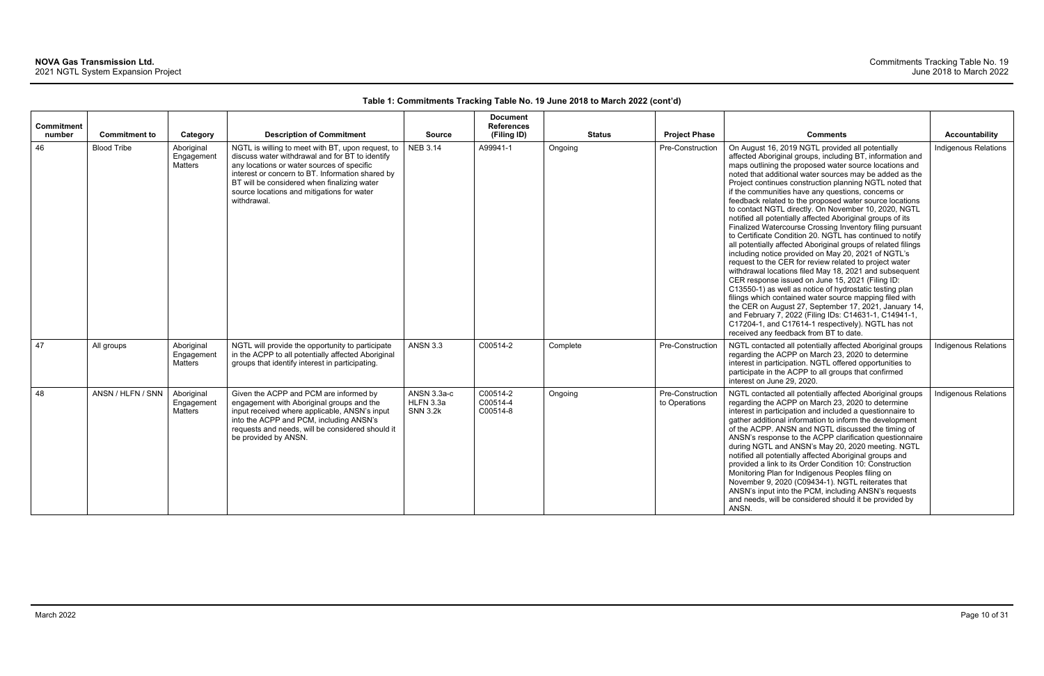**Table 1: Commitments Tracking Table No. 19 June 2018 to March 2022 (cont'd)**

| Commitment number | Commitment to | Category | Description of Commitment | Source | Document References (Filing ID) | Status | Project Phase | Comments | Accountability |
|---|---|---|---|---|---|---|---|---|---|
| 46 | Blood Tribe | Aboriginal Engagement Matters | NGTL is willing to meet with BT, upon request, to discuss water withdrawal and for BT to identify any locations or water sources of specific interest or concern to BT. Information shared by BT will be considered when finalizing water source locations and mitigations for water withdrawal. | NEB 3.14 | A99941-1 | Ongoing | Pre-Construction | On August 16, 2019 NGTL provided all potentially affected Aboriginal groups, including BT, information and maps outlining the proposed water source locations and noted that additional water sources may be added as the Project continues construction planning NGTL noted that if the communities have any questions, concerns or feedback related to the proposed water source locations to contact NGTL directly. On November 10, 2020, NGTL notified all potentially affected Aboriginal groups of its Finalized Watercourse Crossing Inventory filing pursuant to Certificate Condition 20. NGTL has continued to notify all potentially affected Aboriginal groups of related filings including notice provided on May 20, 2021 of NGTL's request to the CER for review related to project water withdrawal locations filed May 18, 2021 and subsequent CER response issued on June 15, 2021 (Filing ID: C13550-1) as well as notice of hydrostatic testing plan filings which contained water source mapping filed with the CER on August 27, September 17, 2021, January 14, and February 7, 2022 (Filing IDs: C14631-1, C14941-1, C17204-1, and C17614-1 respectively). NGTL has not received any feedback from BT to date. | Indigenous Relations |
| 47 | All groups | Aboriginal Engagement Matters | NGTL will provide the opportunity to participate in the ACPP to all potentially affected Aboriginal groups that identify interest in participating. | ANSN 3.3 | C00514-2 | Complete | Pre-Construction | NGTL contacted all potentially affected Aboriginal groups regarding the ACPP on March 23, 2020 to determine interest in participation. NGTL offered opportunities to participate in the ACPP to all groups that confirmed interest on June 29, 2020. | Indigenous Relations |
| 48 | ANSN / HLFN / SNN | Aboriginal Engagement Matters | Given the ACPP and PCM are informed by engagement with Aboriginal groups and the input received where applicable, ANSN's input into the ACPP and PCM, including ANSN's requests and needs, will be considered should it be provided by ANSN. | ANSN 3.3a-c<br>HLFN 3.3a<br>SNN 3.2k | C00514-2<br>C00514-4<br>C00514-8 | Ongoing | Pre-Construction to Operations | NGTL contacted all potentially affected Aboriginal groups regarding the ACPP on March 23, 2020 to determine interest in participation and included a questionnaire to gather additional information to inform the development of the ACPP. ANSN and NGTL discussed the timing of ANSN's response to the ACPP clarification questionnaire during NGTL and ANSN's May 20, 2020 meeting. NGTL notified all potentially affected Aboriginal groups and provided a link to its Order Condition 10: Construction Monitoring Plan for Indigenous Peoples filing on November 9, 2020 (C09434-1). NGTL reiterates that ANSN's input into the PCM, including ANSN's requests and needs, will be considered should it be provided by ANSN. | Indigenous Relations |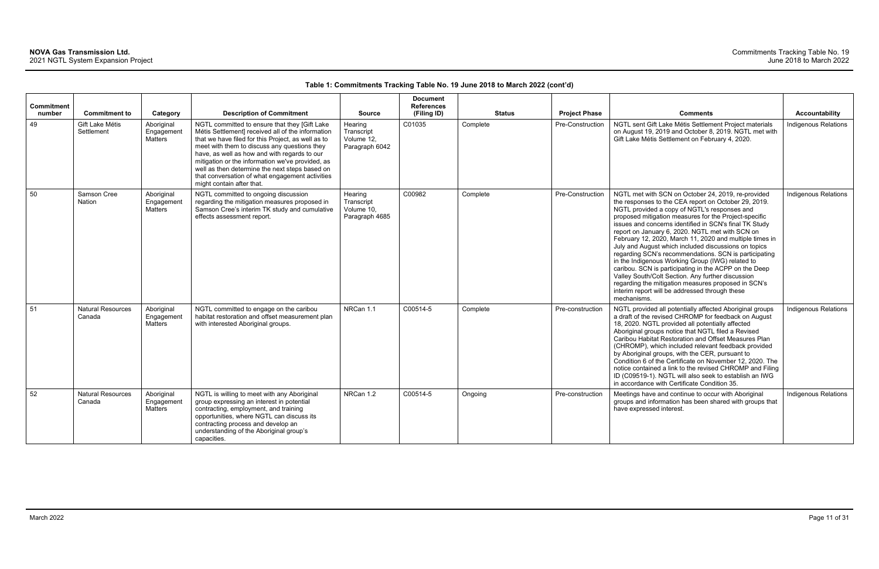**Table 1: Commitments Tracking Table No. 19 June 2018 to March 2022 (cont'd)**

| Commitment number | Commitment to | Category | Description of Commitment | Source | Document References (Filing ID) | Status | Project Phase | Comments | Accountability |
|---|---|---|---|---|---|---|---|---|---|
| 49 | Gift Lake Métis Settlement | Aboriginal Engagement Matters | NGTL committed to ensure that they [Gift Lake Métis Settlement] received all of the information that we have filed for this Project, as well as to meet with them to discuss any questions they have, as well as how and with regards to our mitigation or the information we've provided, as well as then determine the next steps based on that conversation of what engagement activities might contain after that. | Hearing Transcript Volume 12, Paragraph 6042 | C01035 | Complete | Pre-Construction | NGTL sent Gift Lake Métis Settlement Project materials on August 19, 2019 and October 8, 2019. NGTL met with Gift Lake Métis Settlement on February 4, 2020. | Indigenous Relations |
| 50 | Samson Cree Nation | Aboriginal Engagement Matters | NGTL committed to ongoing discussion regarding the mitigation measures proposed in Samson Cree's interim TK study and cumulative effects assessment report. | Hearing Transcript Volume 10, Paragraph 4685 | C00982 | Complete | Pre-Construction | NGTL met with SCN on October 24, 2019, re-provided the responses to the CEA report on October 29, 2019. NGTL provided a copy of NGTL's responses and proposed mitigation measures for the Project-specific issues and concerns identified in SCN's final TK Study report on January 6, 2020. NGTL met with SCN on February 12, 2020, March 11, 2020 and multiple times in July and August which included discussions on topics regarding SCN's recommendations. SCN is participating in the Indigenous Working Group (IWG) related to caribou. SCN is participating in the ACPP on the Deep Valley South/Colt Section. Any further discussion regarding the mitigation measures proposed in SCN's interim report will be addressed through these mechanisms. | Indigenous Relations |
| 51 | Natural Resources Canada | Aboriginal Engagement Matters | NGTL committed to engage on the caribou habitat restoration and offset measurement plan with interested Aboriginal groups. | NRCan 1.1 | C00514-5 | Complete | Pre-construction | NGTL provided all potentially affected Aboriginal groups a draft of the revised CHROMP for feedback on August 18, 2020. NGTL provided all potentially affected Aboriginal groups notice that NGTL filed a Revised Caribou Habitat Restoration and Offset Measures Plan (CHROMP), which included relevant feedback provided by Aboriginal groups, with the CER, pursuant to Condition 6 of the Certificate on November 12, 2020. The notice contained a link to the revised CHROMP and Filing ID (C09519-1). NGTL will also seek to establish an IWG in accordance with Certificate Condition 35. | Indigenous Relations |
| 52 | Natural Resources Canada | Aboriginal Engagement Matters | NGTL is willing to meet with any Aboriginal group expressing an interest in potential contracting, employment, and training opportunities, where NGTL can discuss its contracting process and develop an understanding of the Aboriginal group's capacities. | NRCan 1.2 | C00514-5 | Ongoing | Pre-construction | Meetings have and continue to occur with Aboriginal groups and information has been shared with groups that have expressed interest. | Indigenous Relations |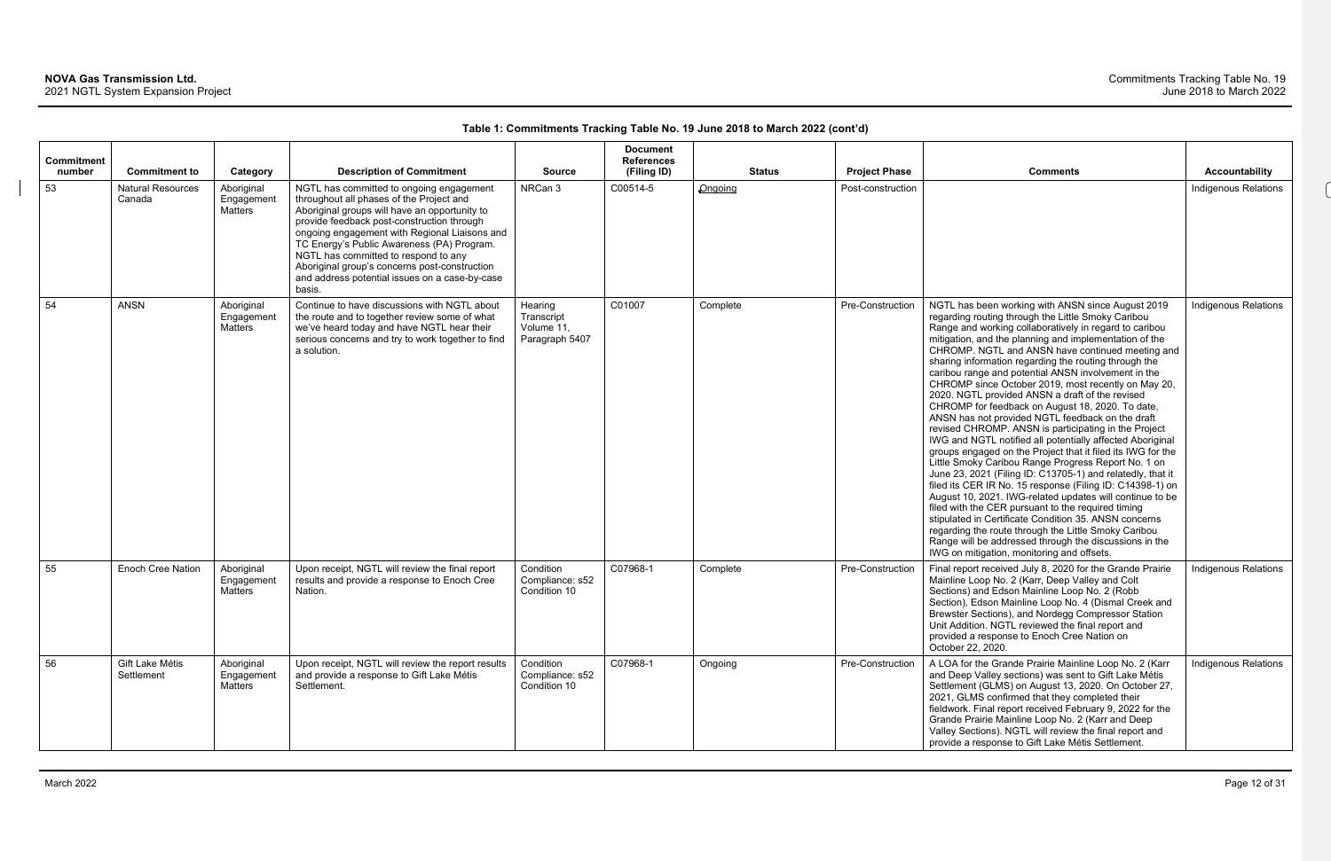**Table 1: Commitments Tracking Table No. 19 June 2018 to March 2022 (cont'd)**

| Commitment number | Commitment to | Category | Description of Commitment | Source | Document References (Filing ID) | Status | Project Phase | Comments | Accountability |
|---|---|---|---|---|---|---|---|---|---|
| 53 | Natural Resources Canada | Aboriginal Engagement Matters | NGTL has committed to ongoing engagement throughout all phases of the Project and Aboriginal groups will have an opportunity to provide feedback post-construction through ongoing engagement with Regional Liaisons and TC Energy's Public Awareness (PA) Program. NGTL has committed to respond to any Aboriginal group's concerns post-construction and address potential issues on a case-by-case basis. | NRCan 3 | C00514-5 | Ongoing | Post-construction | | Indigenous Relations |
| 54 | ANSN | Aboriginal Engagement Matters | Continue to have discussions with NGTL about the route and to together review some of what we've heard today and have NGTL hear their serious concerns and try to work together to find a solution. | Hearing Transcript Volume 11, Paragraph 5407 | C01007 | Complete | Pre-Construction | NGTL has been working with ANSN since August 2019 regarding routing through the Little Smoky Caribou Range and working collaboratively in regard to caribou mitigation, and the planning and implementation of the CHROMP. NGTL and ANSN have continued meeting and sharing information regarding the routing through the caribou range and potential ANSN involvement in the CHROMP since October 2019, most recently on May 20, 2020. NGTL provided ANSN a draft of the revised CHROMP for feedback on August 18, 2020. To date, ANSN has not provided NGTL feedback on the draft revised CHROMP. ANSN is participating in the Project IWG and NGTL notified all potentially affected Aboriginal groups engaged on the Project that it filed its IWG for the Little Smoky Caribou Range Progress Report No. 1 on June 23, 2021 (Filing ID: C13705-1) and relatedly, that it filed its CER IR No. 15 response (Filing ID: C14398-1) on August 10, 2021. IWG-related updates will continue to be filed with the CER pursuant to the required timing stipulated in Certificate Condition 35. ANSN concerns regarding the route through the Little Smoky Caribou Range will be addressed through the discussions in the IWG on mitigation, monitoring and offsets. | Indigenous Relations |
| 55 | Enoch Cree Nation | Aboriginal Engagement Matters | Upon receipt, NGTL will review the final report results and provide a response to Enoch Cree Nation. | Condition Compliance: s52 Condition 10 | C07968-1 | Complete | Pre-Construction | Final report received July 8, 2020 for the Grande Prairie Mainline Loop No. 2 (Karr, Deep Valley and Colt Sections) and Edson Mainline Loop No. 2 (Robb Section), Edson Mainline Loop No. 4 (Dismal Creek and Brewster Sections), and Nordegg Compressor Station Unit Addition. NGTL reviewed the final report and provided a response to Enoch Cree Nation on October 22, 2020. | Indigenous Relations |
| 56 | Gift Lake Métis Settlement | Aboriginal Engagement Matters | Upon receipt, NGTL will review the report results and provide a response to Gift Lake Métis Settlement. | Condition Compliance: s52 Condition 10 | C07968-1 | Ongoing | Pre-Construction | A LOA for the Grande Prairie Mainline Loop No. 2 (Karr and Deep Valley sections) was sent to Gift Lake Métis Settlement (GLMS) on August 13, 2020. On October 27, 2021, GLMS confirmed that they completed their fieldwork. Final report received February 9, 2022 for the Grande Prairie Mainline Loop No. 2 (Karr and Deep Valley Sections). NGTL will review the final report and provide a response to Gift Lake Métis Settlement. | Indigenous Relations |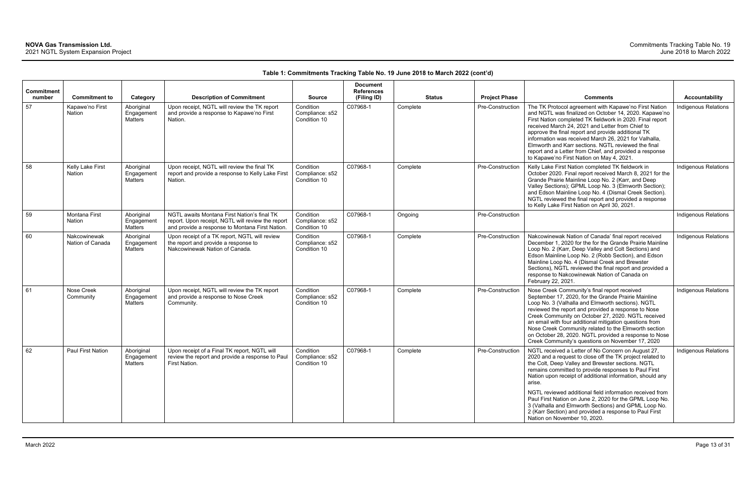**Table 1: Commitments Tracking Table No. 19 June 2018 to March 2022 (cont'd)**

| Commitment number | Commitment to | Category | Description of Commitment | Source | Document References (Filing ID) | Status | Project Phase | Comments | Accountability |
|---|---|---|---|---|---|---|---|---|---|
| 57 | Kapawe'no First Nation | Aboriginal Engagement Matters | Upon receipt, NGTL will review the TK report and provide a response to Kapawe'no First Nation. | Condition Compliance: s52 Condition 10 | C07968-1 | Complete | Pre-Construction | The TK Protocol agreement with Kapawe'no First Nation and NGTL was finalized on October 14, 2020. Kapawe'no First Nation completed TK fieldwork in 2020. Final report received March 24, 2021 and Letter from Chief to approve the final report and provide additional TK information was received March 26, 2021 for Valhalla, Elmworth and Karr sections. NGTL reviewed the final report and a Letter from Chief, and provided a response to Kapawe'no First Nation on May 4, 2021. | Indigenous Relations |
| 58 | Kelly Lake First Nation | Aboriginal Engagement Matters | Upon receipt, NGTL will review the final TK report and provide a response to Kelly Lake First Nation. | Condition Compliance: s52 Condition 10 | C07968-1 | Complete | Pre-Construction | Kelly Lake First Nation completed TK fieldwork in October 2020. Final report received March 8, 2021 for the Grande Prairie Mainline Loop No. 2 (Karr, and Deep Valley Sections); GPML Loop No. 3 (Elmworth Section); and Edson Mainline Loop No. 4 (Dismal Creek Section). NGTL reviewed the final report and provided a response to Kelly Lake First Nation on April 30, 2021. | Indigenous Relations |
| 59 | Montana First Nation | Aboriginal Engagement Matters | NGTL awaits Montana First Nation's final TK report. Upon receipt, NGTL will review the report and provide a response to Montana First Nation. | Condition Compliance: s52 Condition 10 | C07968-1 | Ongoing | Pre-Construction | | Indigenous Relations |
| 60 | Nakcowinewak Nation of Canada | Aboriginal Engagement Matters | Upon receipt of a TK report, NGTL will review the report and provide a response to Nakcowinewak Nation of Canada. | Condition Compliance: s52 Condition 10 | C07968-1 | Complete | Pre-Construction | Nakcowinewak Nation of Canada' final report received December 1, 2020 for the for the Grande Prairie Mainline Loop No. 2 (Karr, Deep Valley and Colt Sections) and Edson Mainline Loop No. 2 (Robb Section), and Edson Mainline Loop No. 4 (Dismal Creek and Brewster Sections), NGTL reviewed the final report and provided a response to Nakcowinewak Nation of Canada on February 22, 2021. | Indigenous Relations |
| 61 | Nose Creek Community | Aboriginal Engagement Matters | Upon receipt, NGTL will review the TK report and provide a response to Nose Creek Community. | Condition Compliance: s52 Condition 10 | C07968-1 | Complete | Pre-Construction | Nose Creek Community's final report received September 17, 2020, for the Grande Prairie Mainline Loop No. 3 (Valhalla and Elmworth sections). NGTL reviewed the report and provided a response to Nose Creek Community on October 27, 2020. NGTL received an email with four additional mitigation questions from Nose Creek Community related to the Elmworth section on October 28, 2020. NGTL provided a response to Nose Creek Community's questions on November 17, 2020 | Indigenous Relations |
| 62 | Paul First Nation | Aboriginal Engagement Matters | Upon receipt of a Final TK report, NGTL will review the report and provide a response to Paul First Nation. | Condition Compliance: s52 Condition 10 | C07968-1 | Complete | Pre-Construction | NGTL received a Letter of No Concern on August 27, 2020 and a request to close off the TK project related to the Colt, Deep Valley and Brewster sections. NGTL remains committed to provide responses to Paul First Nation upon receipt of additional information, should any arise.<br><br>NGTL reviewed additional field information received from Paul First Nation on June 2, 2020 for the GPML Loop No. 3 (Valhalla and Elmworth Sections) and GPML Loop No. 2 (Karr Section) and provided a response to Paul First Nation on November 10, 2020. | Indigenous Relations |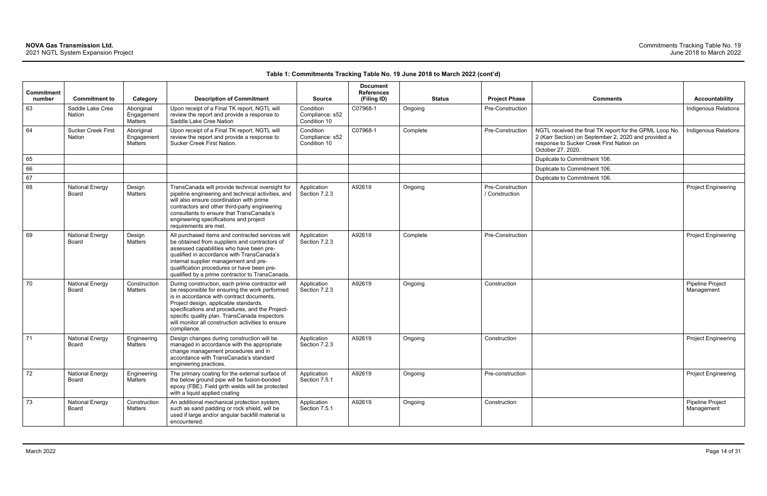**Table 1: Commitments Tracking Table No. 19 June 2018 to March 2022 (cont'd)**

| Commitment number | Commitment to | Category | Description of Commitment | Source | Document References (Filing ID) | Status | Project Phase | Comments | Accountability |
|---|---|---|---|---|---|---|---|---|---|
| 63 | Saddle Lake Cree Nation | Aboriginal Engagement Matters | Upon receipt of a Final TK report, NGTL will review the report and provide a response to Saddle Lake Cree Nation | Condition Compliance: s52 Condition 10 | C07968-1 | Ongoing | Pre-Construction | | Indigenous Relations |
| 64 | Sucker Creek First Nation | Aboriginal Engagement Matters | Upon receipt of a Final TK report, NGTL will review the report and provide a response to Sucker Creek First Nation. | Condition Compliance: s52 Condition 10 | C07968-1 | Complete | Pre-Construction | NGTL received the final TK report for the GPML Loop No. 2 (Karr Section) on September 2, 2020 and provided a response to Sucker Creek First Nation on October 27, 2020. | Indigenous Relations |
| 65 | | | | | | | | Duplicate to Commitment 106. | |
| 66 | | | | | | | | Duplicate to Commitment 106. | |
| 67 | | | | | | | | Duplicate to Commitment 106. | |
| 68 | National Energy Board | Design Matters | TransCanada will provide technical oversight for pipeline engineering and technical activities, and will also ensure coordination with prime contractors and other third-party engineering consultants to ensure that TransCanada's engineering specifications and project requirements are met. | Application Section 7.2.3 | A92619 | Ongoing | Pre-Construction / Construction | | Project Engineering |
| 69 | National Energy Board | Design Matters | All purchased items and contracted services will be obtained from suppliers and contractors of assessed capabilities who have been pre-qualified in accordance with TransCanada's internal supplier management and pre-qualification procedures or have been pre-qualified by a prime contractor to TransCanada. | Application Section 7.2.3 | A92619 | Complete | Pre-Construction | | Project Engineering |
| 70 | National Energy Board | Construction Matters | During construction, each prime contractor will be responsible for ensuring the work performed is in accordance with contract documents, Project design, applicable standards, specifications and procedures, and the Project-specific quality plan. TransCanada inspectors will monitor all construction activities to ensure compliance. | Application Section 7.2.3 | A92619 | Ongoing | Construction | | Pipeline Project Management |
| 71 | National Energy Board | Engineering Matters | Design changes during construction will be managed in accordance with the appropriate change management procedures and in accordance with TransCanada's standard engineering practices. | Application Section 7.2.3 | A92619 | Ongoing | Construction | | Project Engineering |
| 72 | National Energy Board | Engineering Matters | The primary coating for the external surface of the below ground pipe will be fusion-bonded epoxy (FBE). Field girth welds will be protected with a liquid applied coating | Application Section 7.5.1 | A92619 | Ongoing | Pre-construction | | Project Engineering |
| 73 | National Energy Board | Construction Matters | An additional mechanical protection system, such as sand padding or rock shield, will be used if large and/or angular backfill material is encountered. | Application Section 7.5.1 | A92619 | Ongoing | Construction | | Pipeline Project Management |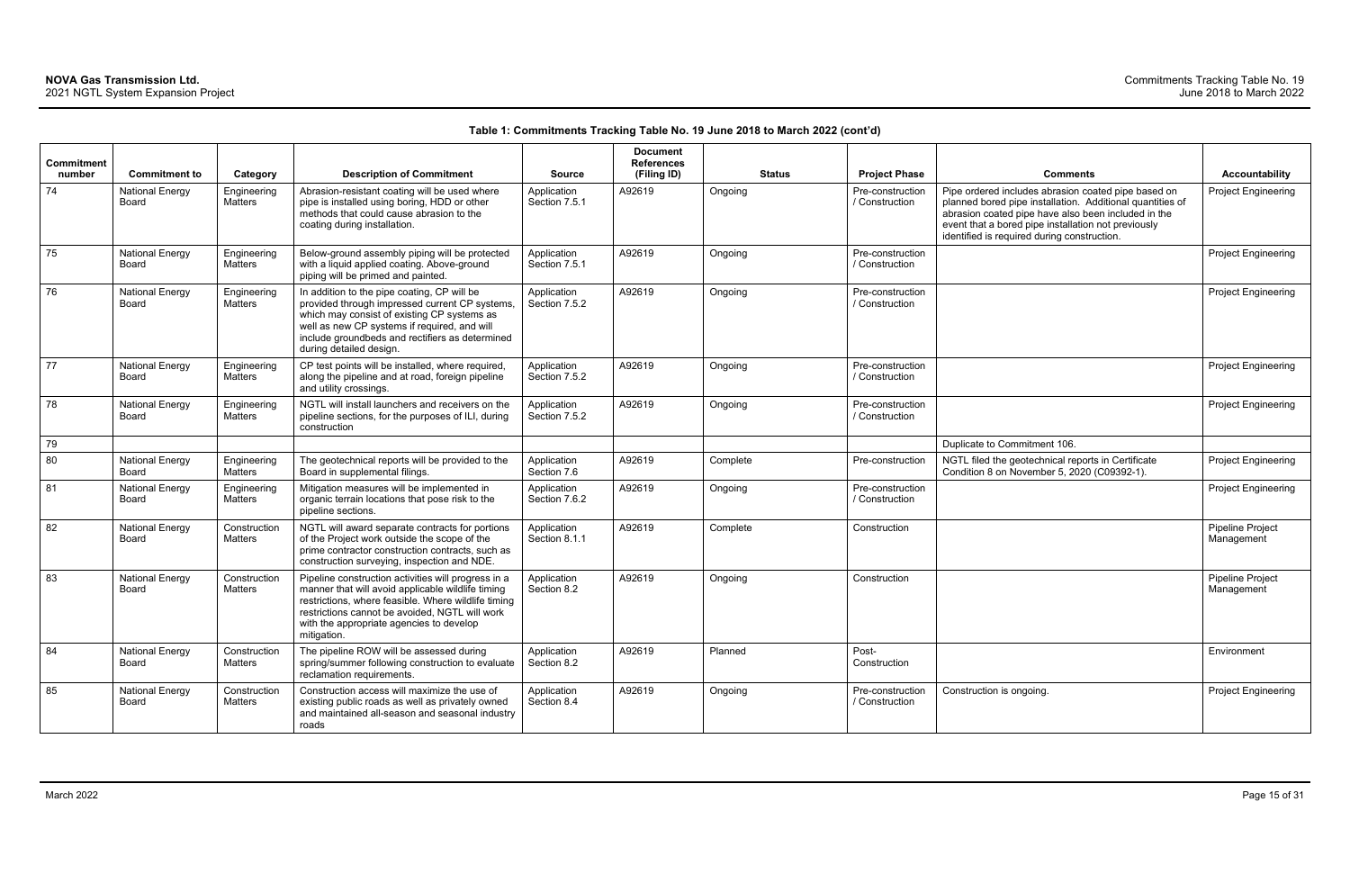**Table 1: Commitments Tracking Table No. 19 June 2018 to March 2022 (cont'd)**

| Commitment number | Commitment to | Category | Description of Commitment | Source | Document References (Filing ID) | Status | Project Phase | Comments | Accountability |
|---|---|---|---|---|---|---|---|---|---|
| 74 | National Energy Board | Engineering Matters | Abrasion-resistant coating will be used where pipe is installed using boring, HDD or other methods that could cause abrasion to the coating during installation. | Application Section 7.5.1 | A92619 | Ongoing | Pre-construction / Construction | Pipe ordered includes abrasion coated pipe based on planned bored pipe installation. Additional quantities of abrasion coated pipe have also been included in the event that a bored pipe installation not previously identified is required during construction. | Project Engineering |
| 75 | National Energy Board | Engineering Matters | Below-ground assembly piping will be protected with a liquid applied coating. Above-ground piping will be primed and painted. | Application Section 7.5.1 | A92619 | Ongoing | Pre-construction / Construction | | Project Engineering |
| 76 | National Energy Board | Engineering Matters | In addition to the pipe coating, CP will be provided through impressed current CP systems, which may consist of existing CP systems as well as new CP systems if required, and will include groundbeds and rectifiers as determined during detailed design. | Application Section 7.5.2 | A92619 | Ongoing | Pre-construction / Construction | | Project Engineering |
| 77 | National Energy Board | Engineering Matters | CP test points will be installed, where required, along the pipeline and at road, foreign pipeline and utility crossings. | Application Section 7.5.2 | A92619 | Ongoing | Pre-construction / Construction | | Project Engineering |
| 78 | National Energy Board | Engineering Matters | NGTL will install launchers and receivers on the pipeline sections, for the purposes of ILI, during construction | Application Section 7.5.2 | A92619 | Ongoing | Pre-construction / Construction | | Project Engineering |
| 79 | | | | | | | | Duplicate to Commitment 106. | |
| 80 | National Energy Board | Engineering Matters | The geotechnical reports will be provided to the Board in supplemental filings. | Application Section 7.6 | A92619 | Complete | Pre-construction | NGTL filed the geotechnical reports in Certificate Condition 8 on November 5, 2020 (C09392-1). | Project Engineering |
| 81 | National Energy Board | Engineering Matters | Mitigation measures will be implemented in organic terrain locations that pose risk to the pipeline sections. | Application Section 7.6.2 | A92619 | Ongoing | Pre-construction / Construction | | Project Engineering |
| 82 | National Energy Board | Construction Matters | NGTL will award separate contracts for portions of the Project work outside the scope of the prime contractor construction contracts, such as construction surveying, inspection and NDE. | Application Section 8.1.1 | A92619 | Complete | Construction | | Pipeline Project Management |
| 83 | National Energy Board | Construction Matters | Pipeline construction activities will progress in a manner that will avoid applicable wildlife timing restrictions, where feasible. Where wildlife timing restrictions cannot be avoided, NGTL will work with the appropriate agencies to develop mitigation. | Application Section 8.2 | A92619 | Ongoing | Construction | | Pipeline Project Management |
| 84 | National Energy Board | Construction Matters | The pipeline ROW will be assessed during spring/summer following construction to evaluate reclamation requirements. | Application Section 8.2 | A92619 | Planned | Post-Construction | | Environment |
| 85 | National Energy Board | Construction Matters | Construction access will maximize the use of existing public roads as well as privately owned and maintained all-season and seasonal industry roads | Application Section 8.4 | A92619 | Ongoing | Pre-construction / Construction | Construction is ongoing. | Project Engineering |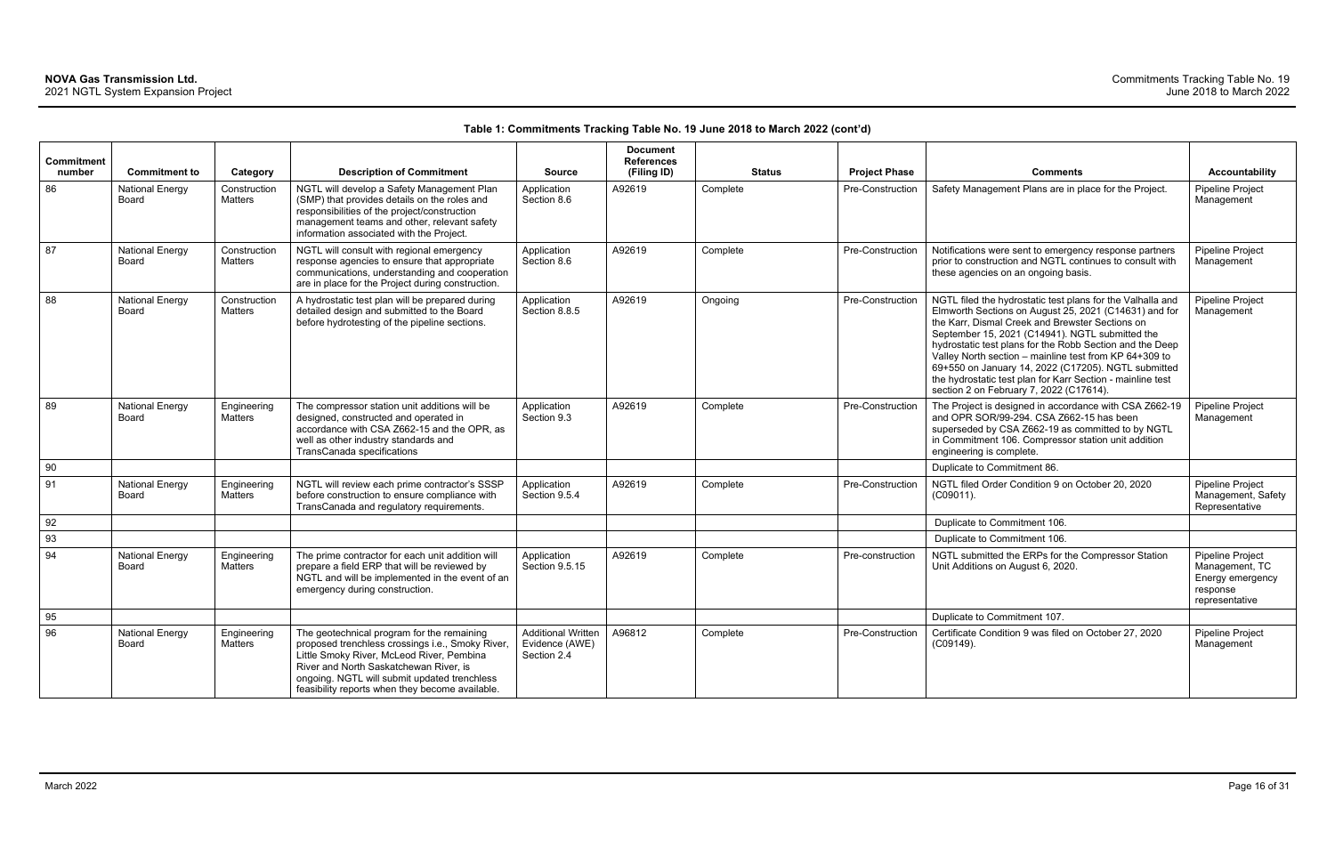**Table 1: Commitments Tracking Table No. 19 June 2018 to March 2022 (cont'd)**

| Commitment number | Commitment to | Category | Description of Commitment | Source | Document References (Filing ID) | Status | Project Phase | Comments | Accountability |
|---|---|---|---|---|---|---|---|---|---|
| 86 | National Energy Board | Construction Matters | NGTL will develop a Safety Management Plan (SMP) that provides details on the roles and responsibilities of the project/construction management teams and other, relevant safety information associated with the Project. | Application Section 8.6 | A92619 | Complete | Pre-Construction | Safety Management Plans are in place for the Project. | Pipeline Project Management |
| 87 | National Energy Board | Construction Matters | NGTL will consult with regional emergency response agencies to ensure that appropriate communications, understanding and cooperation are in place for the Project during construction. | Application Section 8.6 | A92619 | Complete | Pre-Construction | Notifications were sent to emergency response partners prior to construction and NGTL continues to consult with these agencies on an ongoing basis. | Pipeline Project Management |
| 88 | National Energy Board | Construction Matters | A hydrostatic test plan will be prepared during detailed design and submitted to the Board before hydrotesting of the pipeline sections. | Application Section 8.8.5 | A92619 | Ongoing | Pre-Construction | NGTL filed the hydrostatic test plans for the Valhalla and Elmworth Sections on August 25, 2021 (C14631) and for the Karr, Dismal Creek and Brewster Sections on September 15, 2021 (C14941). NGTL submitted the hydrostatic test plans for the Robb Section and the Deep Valley North section – mainline test from KP 64+309 to 69+550 on January 14, 2022 (C17205). NGTL submitted the hydrostatic test plan for Karr Section - mainline test section 2 on February 7, 2022 (C17614). | Pipeline Project Management |
| 89 | National Energy Board | Engineering Matters | The compressor station unit additions will be designed, constructed and operated in accordance with CSA Z662-15 and the OPR, as well as other industry standards and TransCanada specifications | Application Section 9.3 | A92619 | Complete | Pre-Construction | The Project is designed in accordance with CSA Z662-19 and OPR SOR/99-294. CSA Z662-15 has been superseded by CSA Z662-19 as committed to by NGTL in Commitment 106. Compressor station unit addition engineering is complete. | Pipeline Project Management |
| 90 | | | | | | | | Duplicate to Commitment 86. | |
| 91 | National Energy Board | Engineering Matters | NGTL will review each prime contractor's SSSP before construction to ensure compliance with TransCanada and regulatory requirements. | Application Section 9.5.4 | A92619 | Complete | Pre-Construction | NGTL filed Order Condition 9 on October 20, 2020 (C09011). | Pipeline Project Management, Safety Representative |
| 92 | | | | | | | | Duplicate to Commitment 106. | |
| 93 | | | | | | | | Duplicate to Commitment 106. | |
| 94 | National Energy Board | Engineering Matters | The prime contractor for each unit addition will prepare a field ERP that will be reviewed by NGTL and will be implemented in the event of an emergency during construction. | Application Section 9.5.15 | A92619 | Complete | Pre-construction | NGTL submitted the ERPs for the Compressor Station Unit Additions on August 6, 2020. | Pipeline Project Management, TC Energy emergency response representative |
| 95 | | | | | | | | Duplicate to Commitment 107. | |
| 96 | National Energy Board | Engineering Matters | The geotechnical program for the remaining proposed trenchless crossings i.e., Smoky River, Little Smoky River, McLeod River, Pembina River and North Saskatchewan River, is ongoing. NGTL will submit updated trenchless feasibility reports when they become available. | Additional Written Evidence (AWE) Section 2.4 | A96812 | Complete | Pre-Construction | Certificate Condition 9 was filed on October 27, 2020 (C09149). | Pipeline Project Management |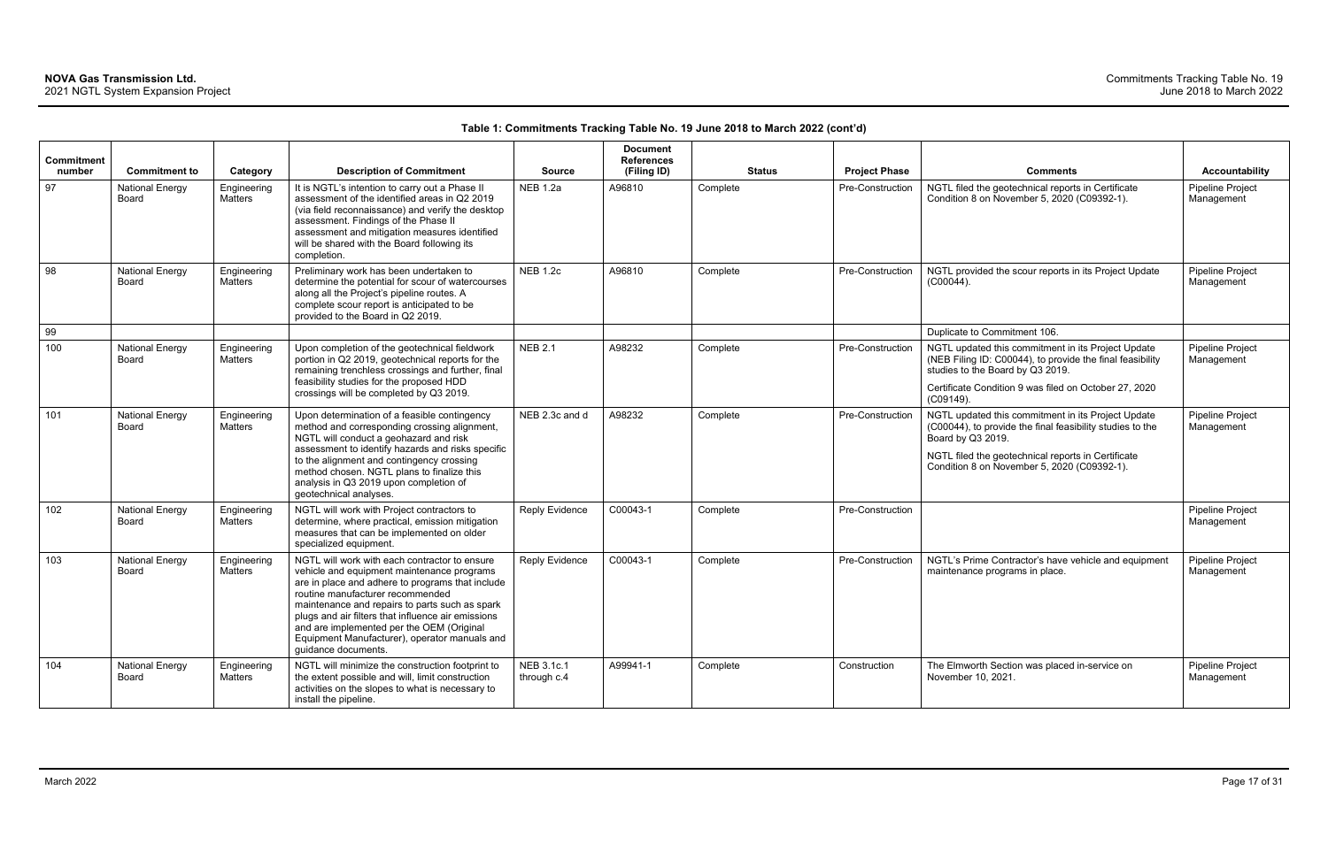**Table 1: Commitments Tracking Table No. 19 June 2018 to March 2022 (cont'd)**

| Commitment number | Commitment to | Category | Description of Commitment | Source | Document References (Filing ID) | Status | Project Phase | Comments | Accountability |
|---|---|---|---|---|---|---|---|---|---|
| 97 | National Energy Board | Engineering Matters | It is NGTL's intention to carry out a Phase II assessment of the identified areas in Q2 2019 (via field reconnaissance) and verify the desktop assessment. Findings of the Phase II assessment and mitigation measures identified will be shared with the Board following its completion. | NEB 1.2a | A96810 | Complete | Pre-Construction | NGTL filed the geotechnical reports in Certificate Condition 8 on November 5, 2020 (C09392-1). | Pipeline Project Management |
| 98 | National Energy Board | Engineering Matters | Preliminary work has been undertaken to determine the potential for scour of watercourses along all the Project's pipeline routes. A complete scour report is anticipated to be provided to the Board in Q2 2019. | NEB 1.2c | A96810 | Complete | Pre-Construction | NGTL provided the scour reports in its Project Update (C00044). | Pipeline Project Management |
| 99 | | | | | | | | Duplicate to Commitment 106. | |
| 100 | National Energy Board | Engineering Matters | Upon completion of the geotechnical fieldwork portion in Q2 2019, geotechnical reports for the remaining trenchless crossings and further, final feasibility studies for the proposed HDD crossings will be completed by Q3 2019. | NEB 2.1 | A98232 | Complete | Pre-Construction | NGTL updated this commitment in its Project Update (NEB Filing ID: C00044), to provide the final feasibility studies to the Board by Q3 2019.<br><br>Certificate Condition 9 was filed on October 27, 2020 (C09149). | Pipeline Project Management |
| 101 | National Energy Board | Engineering Matters | Upon determination of a feasible contingency method and corresponding crossing alignment, NGTL will conduct a geohazard and risk assessment to identify hazards and risks specific to the alignment and contingency crossing method chosen. NGTL plans to finalize this analysis in Q3 2019 upon completion of geotechnical analyses. | NEB 2.3c and d | A98232 | Complete | Pre-Construction | NGTL updated this commitment in its Project Update (C00044), to provide the final feasibility studies to the Board by Q3 2019.<br><br>NGTL filed the geotechnical reports in Certificate Condition 8 on November 5, 2020 (C09392-1). | Pipeline Project Management |
| 102 | National Energy Board | Engineering Matters | NGTL will work with Project contractors to determine, where practical, emission mitigation measures that can be implemented on older specialized equipment. | Reply Evidence | C00043-1 | Complete | Pre-Construction | | Pipeline Project Management |
| 103 | National Energy Board | Engineering Matters | NGTL will work with each contractor to ensure vehicle and equipment maintenance programs are in place and adhere to programs that include routine manufacturer recommended maintenance and repairs to parts such as spark plugs and air filters that influence air emissions and are implemented per the OEM (Original Equipment Manufacturer), operator manuals and guidance documents. | Reply Evidence | C00043-1 | Complete | Pre-Construction | NGTL's Prime Contractor's have vehicle and equipment maintenance programs in place. | Pipeline Project Management |
| 104 | National Energy Board | Engineering Matters | NGTL will minimize the construction footprint to the extent possible and will, limit construction activities on the slopes to what is necessary to install the pipeline. | NEB 3.1c.1 through c.4 | A99941-1 | Complete | Construction | The Elmworth Section was placed in-service on November 10, 2021. | Pipeline Project Management |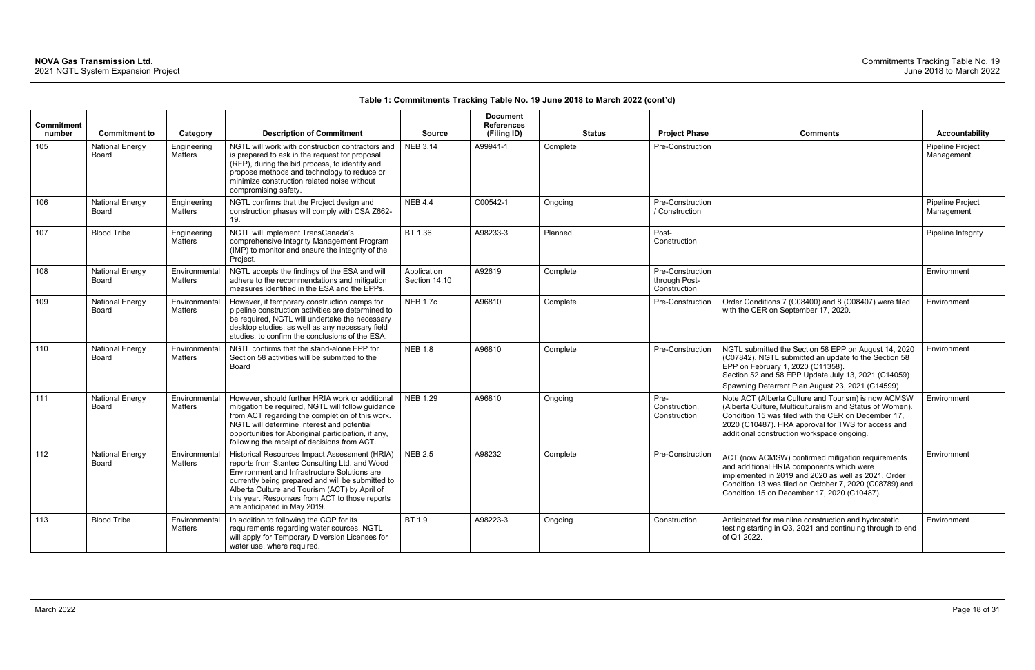**Table 1: Commitments Tracking Table No. 19 June 2018 to March 2022 (cont'd)**

| Commitment number | Commitment to | Category | Description of Commitment | Source | Document References (Filing ID) | Status | Project Phase | Comments | Accountability |
|---|---|---|---|---|---|---|---|---|---|
| 105 | National Energy Board | Engineering Matters | NGTL will work with construction contractors and is prepared to ask in the request for proposal (RFP), during the bid process, to identify and propose methods and technology to reduce or minimize construction related noise without compromising safety. | NEB 3.14 | A99941-1 | Complete | Pre-Construction | | Pipeline Project Management |
| 106 | National Energy Board | Engineering Matters | NGTL confirms that the Project design and construction phases will comply with CSA Z662-19. | NEB 4.4 | C00542-1 | Ongoing | Pre-Construction / Construction | | Pipeline Project Management |
| 107 | Blood Tribe | Engineering Matters | NGTL will implement TransCanada's comprehensive Integrity Management Program (IMP) to monitor and ensure the integrity of the Project. | BT 1.36 | A98233-3 | Planned | Post-Construction | | Pipeline Integrity |
| 108 | National Energy Board | Environmental Matters | NGTL accepts the findings of the ESA and will adhere to the recommendations and mitigation measures identified in the ESA and the EPPs. | Application Section 14.10 | A92619 | Complete | Pre-Construction through Post-Construction | | Environment |
| 109 | National Energy Board | Environmental Matters | However, if temporary construction camps for pipeline construction activities are determined to be required, NGTL will undertake the necessary desktop studies, as well as any necessary field studies, to confirm the conclusions of the ESA. | NEB 1.7c | A96810 | Complete | Pre-Construction | Order Conditions 7 (C08400) and 8 (C08407) were filed with the CER on September 17, 2020. | Environment |
| 110 | National Energy Board | Environmental Matters | NGTL confirms that the stand-alone EPP for Section 58 activities will be submitted to the Board | NEB 1.8 | A96810 | Complete | Pre-Construction | NGTL submitted the Section 58 EPP on August 14, 2020 (C07842). NGTL submitted an update to the Section 58 EPP on February 1, 2020 (C11358). Section 52 and 58 EPP Update July 13, 2021 (C14059) Spawning Deterrent Plan August 23, 2021 (C14599) | Environment |
| 111 | National Energy Board | Environmental Matters | However, should further HRIA work or additional mitigation be required, NGTL will follow guidance from ACT regarding the completion of this work. NGTL will determine interest and potential opportunities for Aboriginal participation, if any, following the receipt of decisions from ACT. | NEB 1.29 | A96810 | Ongoing | Pre-Construction, Construction | Note ACT (Alberta Culture and Tourism) is now ACMSW (Alberta Culture, Multiculturalism and Status of Women). Condition 15 was filed with the CER on December 17, 2020 (C10487). HRA approval for TWS for access and additional construction workspace ongoing. | Environment |
| 112 | National Energy Board | Environmental Matters | Historical Resources Impact Assessment (HRIA) reports from Stantec Consulting Ltd. and Wood Environment and Infrastructure Solutions are currently being prepared and will be submitted to Alberta Culture and Tourism (ACT) by April of this year. Responses from ACT to those reports are anticipated in May 2019. | NEB 2.5 | A98232 | Complete | Pre-Construction | ACT (now ACMSW) confirmed mitigation requirements and additional HRIA components which were implemented in 2019 and 2020 as well as 2021. Order Condition 13 was filed on October 7, 2020 (C08789) and Condition 15 on December 17, 2020 (C10487). | Environment |
| 113 | Blood Tribe | Environmental Matters | In addition to following the COP for its requirements regarding water sources, NGTL will apply for Temporary Diversion Licenses for water use, where required. | BT 1.9 | A98223-3 | Ongoing | Construction | Anticipated for mainline construction and hydrostatic testing starting in Q3, 2021 and continuing through to end of Q1 2022. | Environment |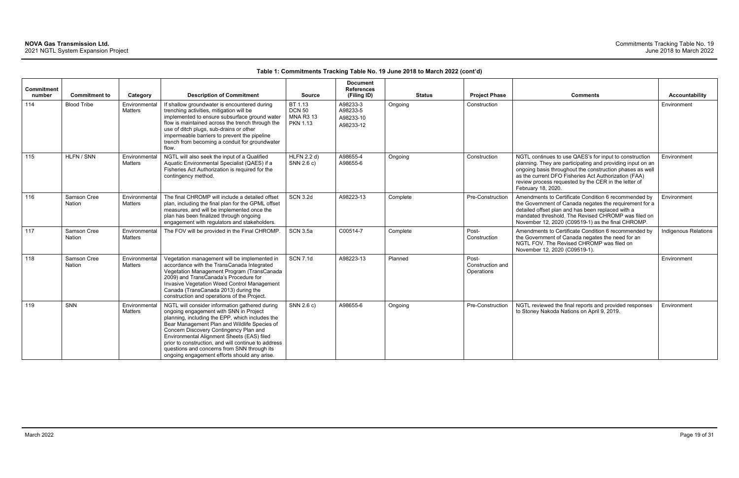**Table 1: Commitments Tracking Table No. 19 June 2018 to March 2022 (cont'd)**

| Commitment number | Commitment to | Category | Description of Commitment | Source | Document References (Filing ID) | Status | Project Phase | Comments | Accountability |
|---|---|---|---|---|---|---|---|---|---|
| 114 | Blood Tribe | Environmental Matters | If shallow groundwater is encountered during trenching activities, mitigation will be implemented to ensure subsurface ground water flow is maintained across the trench through the use of ditch plugs, sub-drains or other impermeable barriers to prevent the pipeline trench from becoming a conduit for groundwater flow. | BT 1.13 DCN 50 MNA R3 13 PKN 1.13 | A98233-3 A98233-5 A98233-10 A98233-12 | Ongoing | Construction | | Environment |
| 115 | HLFN / SNN | Environmental Matters | NGTL will also seek the input of a Qualified Aquatic Environmental Specialist (QAES) if a Fisheries Act Authorization is required for the contingency method. | HLFN 2.2 d) SNN 2.6 c) | A98655-4 A98655-6 | Ongoing | Construction | NGTL continues to use QAES's for input to construction planning. They are participating and providing input on an ongoing basis throughout the construction phases as well as the current DFO Fisheries Act Authorization (FAA) review process requested by the CER in the letter of February 18, 2020. | Environment |
| 116 | Samson Cree Nation | Environmental Matters | The final CHROMP will include a detailed offset plan, including the final plan for the GPML offset measures, and will be implemented once the plan has been finalized through ongoing engagement with regulators and stakeholders. | SCN 3.2d | A98223-13 | Complete | Pre-Construction | Amendments to Certificate Condition 6 recommended by the Government of Canada negates the requirement for a detailed offset plan and has been replaced with a mandated threshold. The Revised CHROMP was filed on November 12, 2020 (C09519-1) as the final CHROMP. | Environment |
| 117 | Samson Cree Nation | Environmental Matters | The FOV will be provided in the Final CHROMP. | SCN 3.5a | C00514-7 | Complete | Post-Construction | Amendments to Certificate Condition 6 recommended by the Government of Canada negates the need for an NGTL FOV. The Revised CHROMP was filed on November 12, 2020 (C09519-1). | Indigenous Relations |
| 118 | Samson Cree Nation | Environmental Matters | Vegetation management will be implemented in accordance with the TransCanada Integrated Vegetation Management Program (TransCanada 2009) and TransCanada's Procedure for Invasive Vegetation Weed Control Management Canada (TransCanada 2013) during the construction and operations of the Project. | SCN 7.1d | A98223-13 | Planned | Post-Construction and Operations | | Environment |
| 119 | SNN | Environmental Matters | NGTL will consider information gathered during ongoing engagement with SNN in Project planning, including the EPP, which includes the Bear Management Plan and Wildlife Species of Concern Discovery Contingency Plan and Environmental Alignment Sheets (EAS) filed prior to construction, and will continue to address questions and concerns from SNN through its ongoing engagement efforts should any arise. | SNN 2.6 c) | A98655-6 | Ongoing | Pre-Construction | NGTL reviewed the final reports and provided responses to Stoney Nakoda Nations on April 9, 2019. | Environment |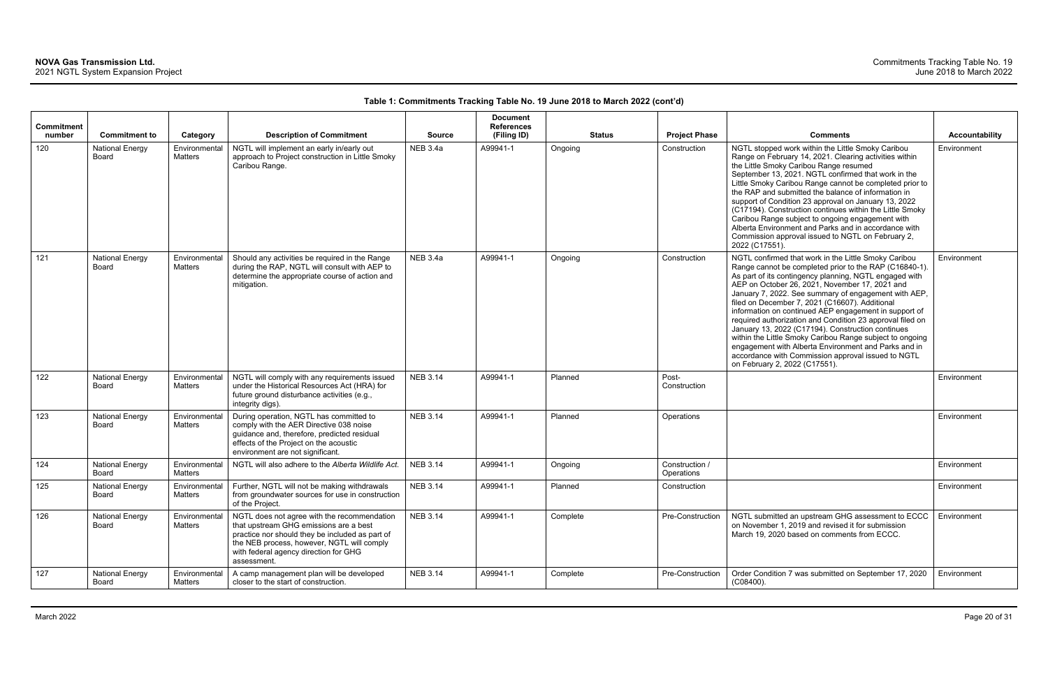**Table 1: Commitments Tracking Table No. 19 June 2018 to March 2022 (cont'd)**

| Commitment number | Commitment to | Category | Description of Commitment | Source | Document References (Filing ID) | Status | Project Phase | Comments | Accountability |
|---|---|---|---|---|---|---|---|---|---|
| 120 | National Energy Board | Environmental Matters | NGTL will implement an early in/early out approach to Project construction in Little Smoky Caribou Range. | NEB 3.4a | A99941-1 | Ongoing | Construction | NGTL stopped work within the Little Smoky Caribou Range on February 14, 2021. Clearing activities within the Little Smoky Caribou Range resumed September 13, 2021. NGTL confirmed that work in the Little Smoky Caribou Range cannot be completed prior to the RAP and submitted the balance of information in support of Condition 23 approval on January 13, 2022 (C17194). Construction continues within the Little Smoky Caribou Range subject to ongoing engagement with Alberta Environment and Parks and in accordance with Commission approval issued to NGTL on February 2, 2022 (C17551). | Environment |
| 121 | National Energy Board | Environmental Matters | Should any activities be required in the Range during the RAP, NGTL will consult with AEP to determine the appropriate course of action and mitigation. | NEB 3.4a | A99941-1 | Ongoing | Construction | NGTL confirmed that work in the Little Smoky Caribou Range cannot be completed prior to the RAP (C16840-1). As part of its contingency planning, NGTL engaged with AEP on October 26, 2021, November 17, 2021 and January 7, 2022. See summary of engagement with AEP, filed on December 7, 2021 (C16607). Additional information on continued AEP engagement in support of required authorization and Condition 23 approval filed on January 13, 2022 (C17194). Construction continues within the Little Smoky Caribou Range subject to ongoing engagement with Alberta Environment and Parks and in accordance with Commission approval issued to NGTL on February 2, 2022 (C17551). | Environment |
| 122 | National Energy Board | Environmental Matters | NGTL will comply with any requirements issued under the Historical Resources Act (HRA) for future ground disturbance activities (e.g., integrity digs). | NEB 3.14 | A99941-1 | Planned | Post-Construction | | Environment |
| 123 | National Energy Board | Environmental Matters | During operation, NGTL has committed to comply with the AER Directive 038 noise guidance and, therefore, predicted residual effects of the Project on the acoustic environment are not significant. | NEB 3.14 | A99941-1 | Planned | Operations | | Environment |
| 124 | National Energy Board | Environmental Matters | NGTL will also adhere to the *Alberta Wildlife Act*. | NEB 3.14 | A99941-1 | Ongoing | Construction / Operations | | Environment |
| 125 | National Energy Board | Environmental Matters | Further, NGTL will not be making withdrawals from groundwater sources for use in construction of the Project. | NEB 3.14 | A99941-1 | Planned | Construction | | Environment |
| 126 | National Energy Board | Environmental Matters | NGTL does not agree with the recommendation that upstream GHG emissions are a best practice nor should they be included as part of the NEB process, however, NGTL will comply with federal agency direction for GHG assessment. | NEB 3.14 | A99941-1 | Complete | Pre-Construction | NGTL submitted an upstream GHG assessment to ECCC on November 1, 2019 and revised it for submission March 19, 2020 based on comments from ECCC. | Environment |
| 127 | National Energy Board | Environmental Matters | A camp management plan will be developed closer to the start of construction. | NEB 3.14 | A99941-1 | Complete | Pre-Construction | Order Condition 7 was submitted on September 17, 2020 (C08400). | Environment |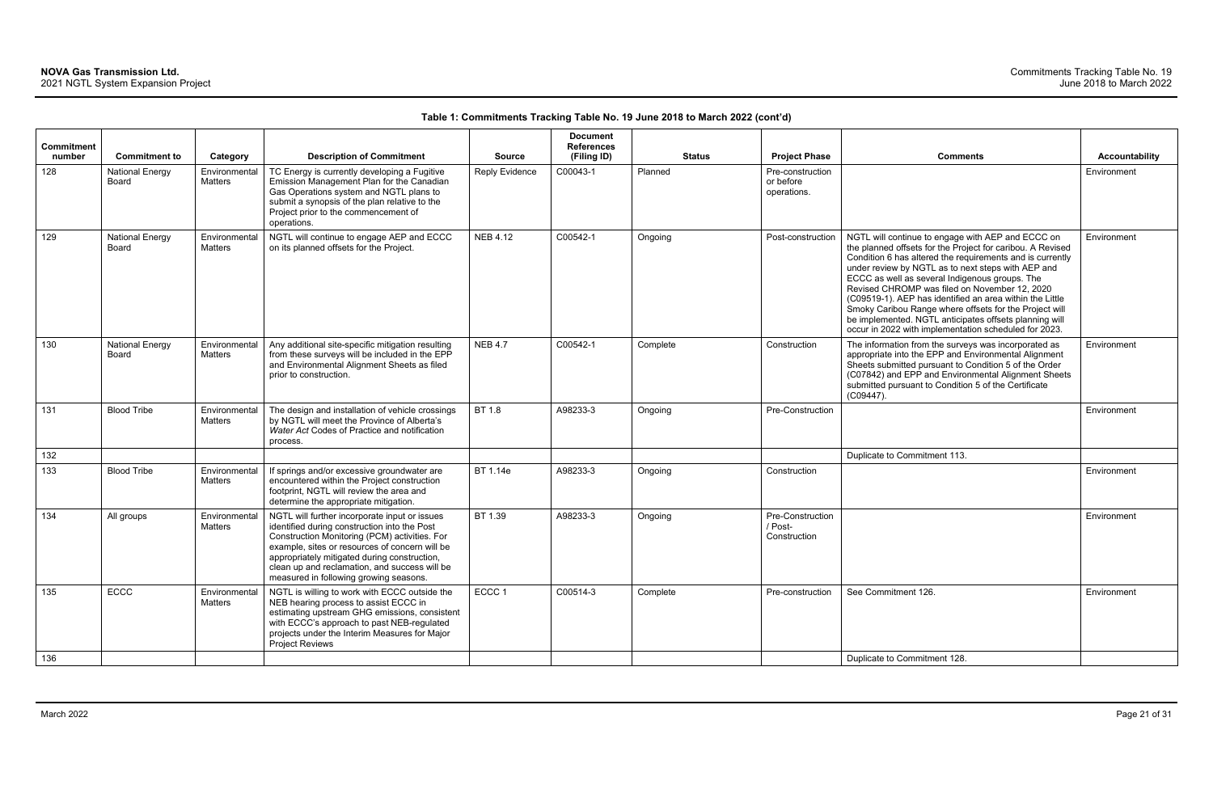**Table 1: Commitments Tracking Table No. 19 June 2018 to March 2022 (cont'd)**

| Commitment number | Commitment to | Category | Description of Commitment | Source | Document References (Filing ID) | Status | Project Phase | Comments | Accountability |
|---|---|---|---|---|---|---|---|---|---|
| 128 | National Energy Board | Environmental Matters | TC Energy is currently developing a Fugitive Emission Management Plan for the Canadian Gas Operations system and NGTL plans to submit a synopsis of the plan relative to the Project prior to the commencement of operations. | Reply Evidence | C00043-1 | Planned | Pre-construction or before operations. | | Environment |
| 129 | National Energy Board | Environmental Matters | NGTL will continue to engage AEP and ECCC on its planned offsets for the Project. | NEB 4.12 | C00542-1 | Ongoing | Post-construction | NGTL will continue to engage with AEP and ECCC on the planned offsets for the Project for caribou. A Revised Condition 6 has altered the requirements and is currently under review by NGTL as to next steps with AEP and ECCC as well as several Indigenous groups. The Revised CHROMP was filed on November 12, 2020 (C09519-1). AEP has identified an area within the Little Smoky Caribou Range where offsets for the Project will be implemented. NGTL anticipates offsets planning will occur in 2022 with implementation scheduled for 2023. | Environment |
| 130 | National Energy Board | Environmental Matters | Any additional site-specific mitigation resulting from these surveys will be included in the EPP and Environmental Alignment Sheets as filed prior to construction. | NEB 4.7 | C00542-1 | Complete | Construction | The information from the surveys was incorporated as appropriate into the EPP and Environmental Alignment Sheets submitted pursuant to Condition 5 of the Order (C07842) and EPP and Environmental Alignment Sheets submitted pursuant to Condition 5 of the Certificate (C09447). | Environment |
| 131 | Blood Tribe | Environmental Matters | The design and installation of vehicle crossings by NGTL will meet the Province of Alberta's *Water Act* Codes of Practice and notification process. | BT 1.8 | A98233-3 | Ongoing | Pre-Construction | | Environment |
| 132 | | | | | | | | Duplicate to Commitment 113. | |
| 133 | Blood Tribe | Environmental Matters | If springs and/or excessive groundwater are encountered within the Project construction footprint, NGTL will review the area and determine the appropriate mitigation. | BT 1.14e | A98233-3 | Ongoing | Construction | | Environment |
| 134 | All groups | Environmental Matters | NGTL will further incorporate input or issues identified during construction into the Post Construction Monitoring (PCM) activities. For example, sites or resources of concern will be appropriately mitigated during construction, clean up and reclamation, and success will be measured in following growing seasons. | BT 1.39 | A98233-3 | Ongoing | Pre-Construction / Post-Construction | | Environment |
| 135 | ECCC | Environmental Matters | NGTL is willing to work with ECCC outside the NEB hearing process to assist ECCC in estimating upstream GHG emissions, consistent with ECCC's approach to past NEB-regulated projects under the Interim Measures for Major Project Reviews | ECCC 1 | C00514-3 | Complete | Pre-construction | See Commitment 126. | Environment |
| 136 | | | | | | | | Duplicate to Commitment 128. | |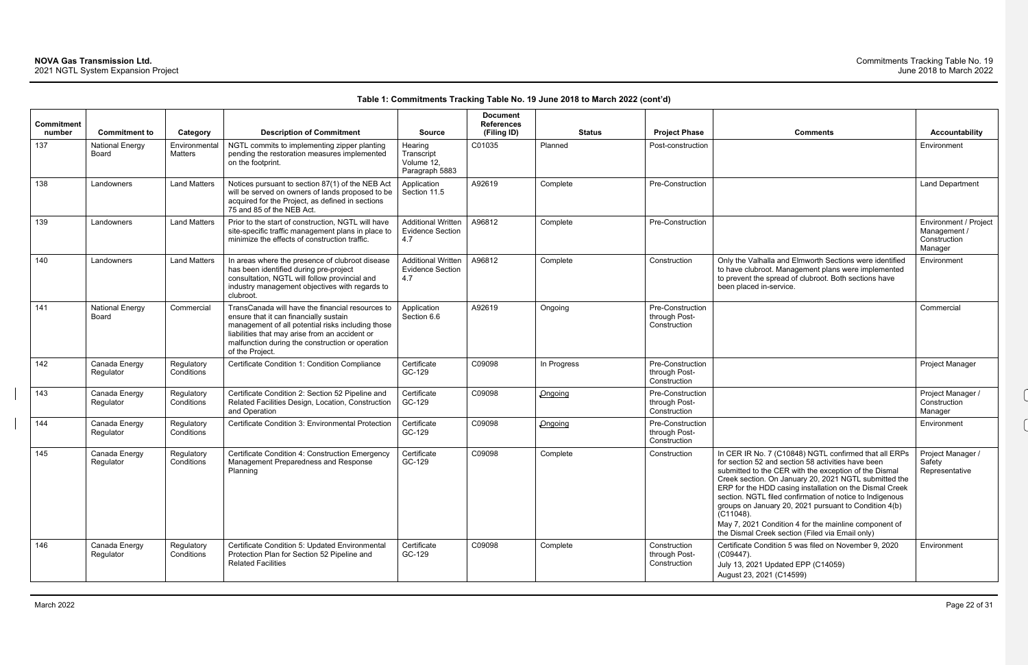**Table 1: Commitments Tracking Table No. 19 June 2018 to March 2022 (cont'd)**

| Commitment number | Commitment to | Category | Description of Commitment | Source | Document References (Filing ID) | Status | Project Phase | Comments | Accountability |
|---|---|---|---|---|---|---|---|---|---|
| 137 | National Energy Board | Environmental Matters | NGTL commits to implementing zipper planting pending the restoration measures implemented on the footprint. | Hearing Transcript Volume 12, Paragraph 5883 | C01035 | Planned | Post-construction | | Environment |
| 138 | Landowners | Land Matters | Notices pursuant to section 87(1) of the NEB Act will be served on owners of lands proposed to be acquired for the Project, as defined in sections 75 and 85 of the NEB Act. | Application Section 11.5 | A92619 | Complete | Pre-Construction | | Land Department |
| 139 | Landowners | Land Matters | Prior to the start of construction, NGTL will have site-specific traffic management plans in place to minimize the effects of construction traffic. | Additional Written Evidence Section 4.7 | A96812 | Complete | Pre-Construction | | Environment / Project Management / Construction Manager |
| 140 | Landowners | Land Matters | In areas where the presence of clubroot disease has been identified during pre-project consultation, NGTL will follow provincial and industry management objectives with regards to clubroot. | Additional Written Evidence Section 4.7 | A96812 | Complete | Construction | Only the Valhalla and Elmworth Sections were identified to have clubroot. Management plans were implemented to prevent the spread of clubroot. Both sections have been placed in-service. | Environment |
| 141 | National Energy Board | Commercial | TransCanada will have the financial resources to ensure that it can financially sustain management of all potential risks including those liabilities that may arise from an accident or malfunction during the construction or operation of the Project. | Application Section 6.6 | A92619 | Ongoing | Pre-Construction through Post-Construction | | Commercial |
| 142 | Canada Energy Regulator | Regulatory Conditions | Certificate Condition 1: Condition Compliance | Certificate GC-129 | C09098 | In Progress | Pre-Construction through Post-Construction | | Project Manager |
| 143 | Canada Energy Regulator | Regulatory Conditions | Certificate Condition 2: Section 52 Pipeline and Related Facilities Design, Location, Construction and Operation | Certificate GC-129 | C09098 | Ongoing | Pre-Construction through Post-Construction | | Project Manager / Construction Manager |
| 144 | Canada Energy Regulator | Regulatory Conditions | Certificate Condition 3: Environmental Protection | Certificate GC-129 | C09098 | Ongoing | Pre-Construction through Post-Construction | | Environment |
| 145 | Canada Energy Regulator | Regulatory Conditions | Certificate Condition 4: Construction Emergency Management Preparedness and Response Planning | Certificate GC-129 | C09098 | Complete | Construction | In CER IR No. 7 (C10848) NGTL confirmed that all ERPs for section 52 and section 58 activities have been submitted to the CER with the exception of the Dismal Creek section. On January 20, 2021 NGTL submitted the ERP for the HDD casing installation on the Dismal Creek section. NGTL filed confirmation of notice to Indigenous groups on January 20, 2021 pursuant to Condition 4(b) (C11048).<br>May 7, 2021 Condition 4 for the mainline component of the Dismal Creek section (Filed via Email only) | Project Manager / Safety Representative |
| 146 | Canada Energy Regulator | Regulatory Conditions | Certificate Condition 5: Updated Environmental Protection Plan for Section 52 Pipeline and Related Facilities | Certificate GC-129 | C09098 | Complete | Construction through Post-Construction | Certificate Condition 5 was filed on November 9, 2020 (C09447).<br>July 13, 2021 Updated EPP (C14059)<br>August 23, 2021 (C14599) | Environment |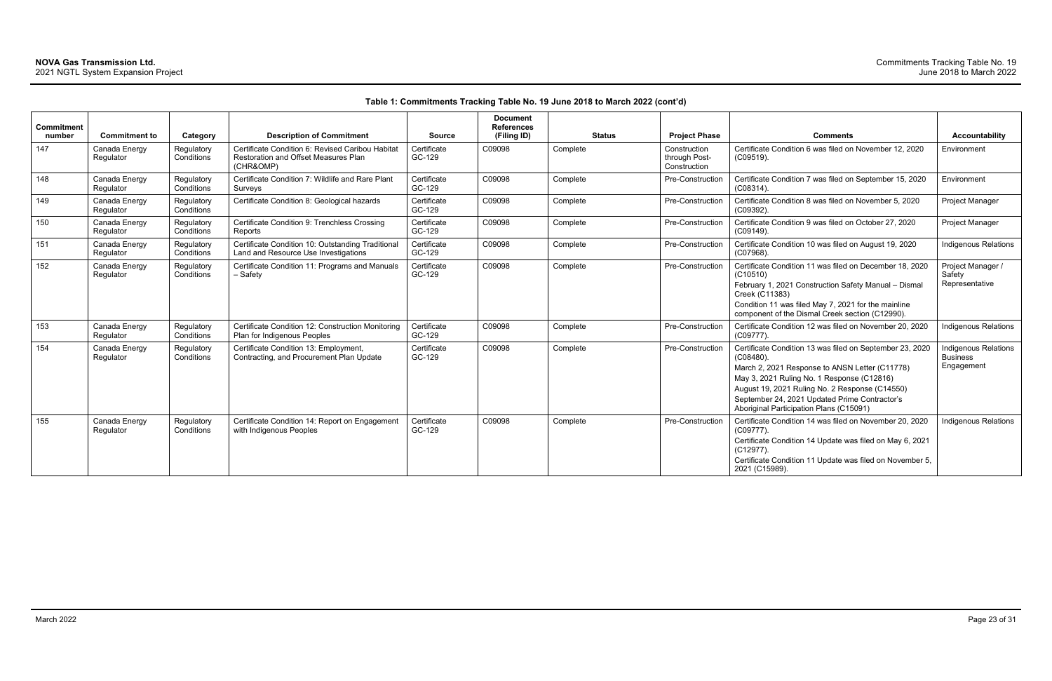**Table 1: Commitments Tracking Table No. 19 June 2018 to March 2022 (cont'd)**

| Commitment number | Commitment to | Category | Description of Commitment | Source | Document References (Filing ID) | Status | Project Phase | Comments | Accountability |
|---|---|---|---|---|---|---|---|---|---|
| 147 | Canada Energy Regulator | Regulatory Conditions | Certificate Condition 6: Revised Caribou Habitat Restoration and Offset Measures Plan (CHR&OMP) | Certificate GC-129 | C09098 | Complete | Construction through Post-Construction | Certificate Condition 6 was filed on November 12, 2020 (C09519). | Environment |
| 148 | Canada Energy Regulator | Regulatory Conditions | Certificate Condition 7: Wildlife and Rare Plant Surveys | Certificate GC-129 | C09098 | Complete | Pre-Construction | Certificate Condition 7 was filed on September 15, 2020 (C08314). | Environment |
| 149 | Canada Energy Regulator | Regulatory Conditions | Certificate Condition 8: Geological hazards | Certificate GC-129 | C09098 | Complete | Pre-Construction | Certificate Condition 8 was filed on November 5, 2020 (C09392). | Project Manager |
| 150 | Canada Energy Regulator | Regulatory Conditions | Certificate Condition 9: Trenchless Crossing Reports | Certificate GC-129 | C09098 | Complete | Pre-Construction | Certificate Condition 9 was filed on October 27, 2020 (C09149). | Project Manager |
| 151 | Canada Energy Regulator | Regulatory Conditions | Certificate Condition 10: Outstanding Traditional Land and Resource Use Investigations | Certificate GC-129 | C09098 | Complete | Pre-Construction | Certificate Condition 10 was filed on August 19, 2020 (C07968). | Indigenous Relations |
| 152 | Canada Energy Regulator | Regulatory Conditions | Certificate Condition 11: Programs and Manuals – Safety | Certificate GC-129 | C09098 | Complete | Pre-Construction | Certificate Condition 11 was filed on December 18, 2020 (C10510)<br>February 1, 2021 Construction Safety Manual – Dismal Creek (C11383)<br>Condition 11 was filed May 7, 2021 for the mainline component of the Dismal Creek section (C12990). | Project Manager / Safety Representative |
| 153 | Canada Energy Regulator | Regulatory Conditions | Certificate Condition 12: Construction Monitoring Plan for Indigenous Peoples | Certificate GC-129 | C09098 | Complete | Pre-Construction | Certificate Condition 12 was filed on November 20, 2020 (C09777). | Indigenous Relations |
| 154 | Canada Energy Regulator | Regulatory Conditions | Certificate Condition 13: Employment, Contracting, and Procurement Plan Update | Certificate GC-129 | C09098 | Complete | Pre-Construction | Certificate Condition 13 was filed on September 23, 2020 (C08480).<br>March 2, 2021 Response to ANSN Letter (C11778)<br>May 3, 2021 Ruling No. 1 Response (C12816)<br>August 19, 2021 Ruling No. 2 Response (C14550)<br>September 24, 2021 Updated Prime Contractor's Aboriginal Participation Plans (C15091) | Indigenous Relations Business Engagement |
| 155 | Canada Energy Regulator | Regulatory Conditions | Certificate Condition 14: Report on Engagement with Indigenous Peoples | Certificate GC-129 | C09098 | Complete | Pre-Construction | Certificate Condition 14 was filed on November 20, 2020 (C09777).<br>Certificate Condition 14 Update was filed on May 6, 2021 (C12977).<br>Certificate Condition 11 Update was filed on November 5, 2021 (C15989). | Indigenous Relations |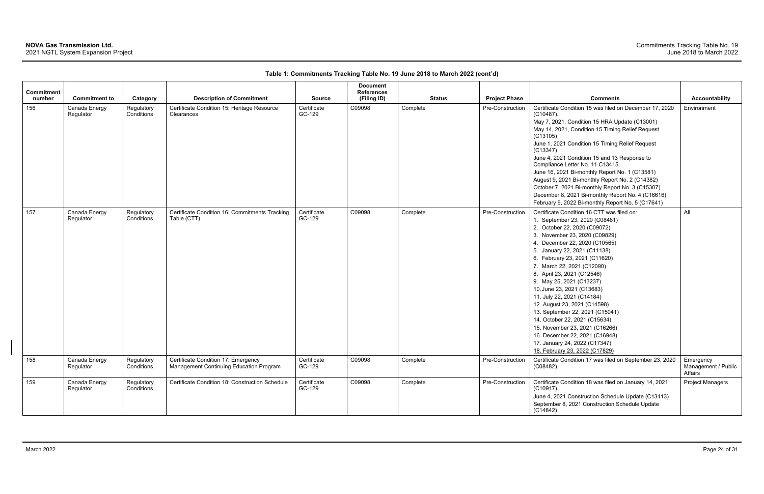**Table 1: Commitments Tracking Table No. 19 June 2018 to March 2022 (cont'd)**

| Commitment number | Commitment to | Category | Description of Commitment | Source | Document References (Filing ID) | Status | Project Phase | Comments | Accountability |
|---|---|---|---|---|---|---|---|---|---|
| 156 | Canada Energy Regulator | Regulatory Conditions | Certificate Condition 15: Heritage Resource Clearances | Certificate GC-129 | C09098 | Complete | Pre-Construction | Certificate Condition 15 was filed on December 17, 2020 (C10487).<br>May 7, 2021, Condition 15 HRA Update (C13001)<br>May 14, 2021, Condition 15 Timing Relief Request (C13105)<br>June 1, 2021 Condition 15 Timing Relief Request (C13347)<br>June 4, 2021 Condition 15 and 13 Response to Compliance Letter No. 11 C13415.<br>June 16, 2021 Bi-monthly Report No. 1 (C13581)<br>August 9, 2021 Bi-monthly Report No. 2 (C14382)<br>October 7, 2021 Bi-monthly Report No. 3 (C15307)<br>December 8, 2021 Bi-monthly Report No. 4 (C16616)<br>February 9, 2022 Bi-monthly Report No. 5 (C17641) | Environment |
| 157 | Canada Energy Regulator | Regulatory Conditions | Certificate Condition 16: Commitments Tracking Table (CTT) | Certificate GC-129 | C09098 | Complete | Pre-Construction | Certificate Condition 16 CTT was filed on:<br>1. September 23, 2020 (C08481)<br>2. October 22, 2020 (C09072)<br>3. November 23, 2020 (C09829)<br>4. December 22, 2020 (C10565)<br>5. January 22, 2021 (C11138)<br>6. February 23, 2021 (C11620)<br>7. March 22, 2021 (C12090)<br>8. April 23, 2021 (C12546)<br>9. May 25, 2021 (C13237)<br>10. June 23, 2021 (C13683)<br>11. July 22, 2021 (C14184)<br>12. August 23, 2021 (C14598)<br>13. September 22, 2021 (C15041)<br>14. October 22, 2021 (C15634)<br>15. November 23, 2021 (C16266)<br>16. December 22, 2021 (C16948)<br>17. January 24, 2022 (C17347)<br>18. February 23, 2022 (C17829) | All |
| 158 | Canada Energy Regulator | Regulatory Conditions | Certificate Condition 17: Emergency Management Continuing Education Program | Certificate GC-129 | C09098 | Complete | Pre-Construction | Certificate Condition 17 was filed on September 23, 2020 (C08482). | Emergency Management / Public Affairs |
| 159 | Canada Energy Regulator | Regulatory Conditions | Certificate Condition 18: Construction Schedule | Certificate GC-129 | C09098 | Complete | Pre-Construction | Certificate Condition 18 was filed on January 14, 2021 (C10917).<br>June 4, 2021 Construction Schedule Update (C13413)<br>September 8, 2021 Construction Schedule Update (C14842) | Project Managers |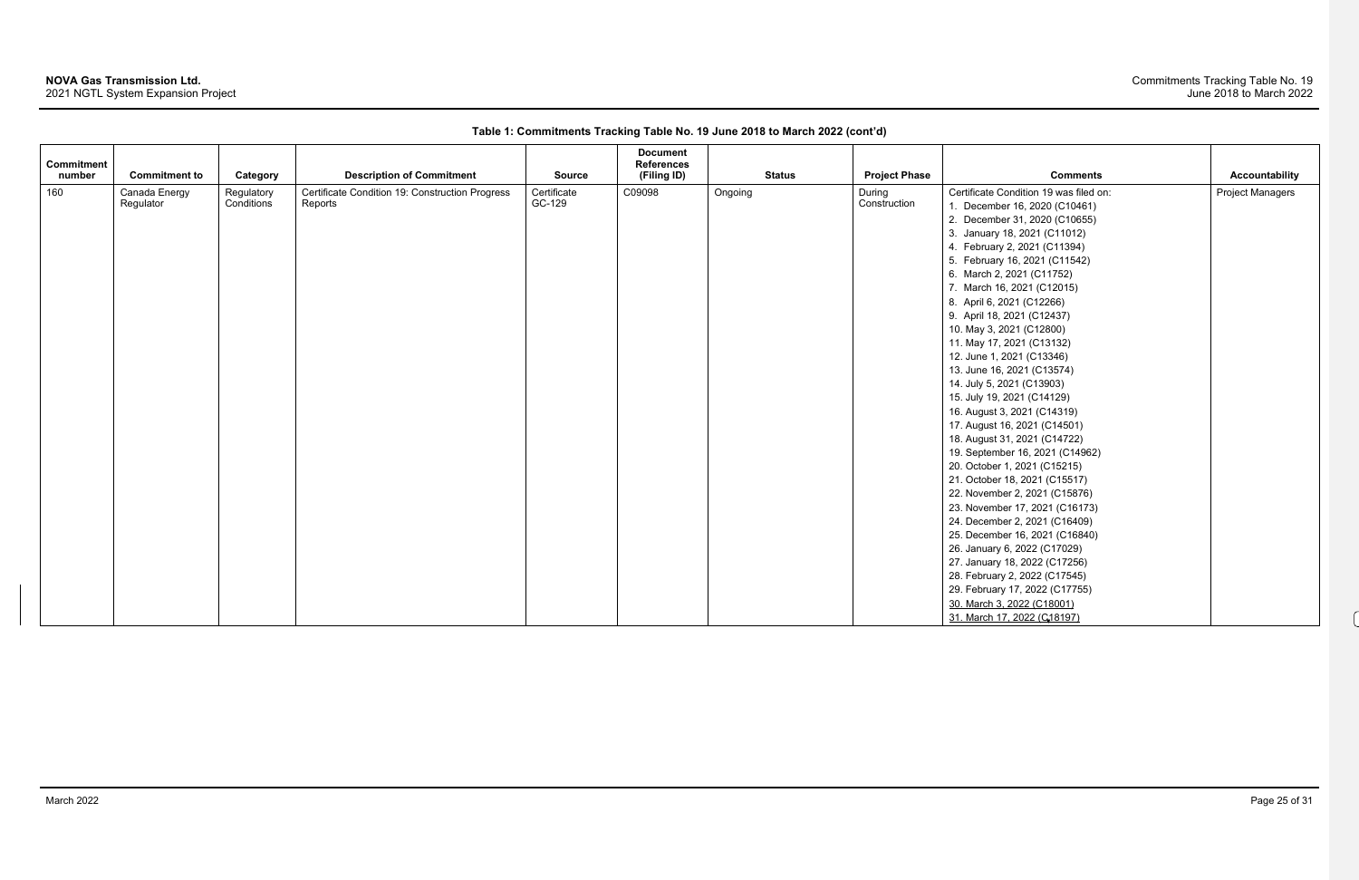**Table 1: Commitments Tracking Table No. 19 June 2018 to March 2022 (cont'd)**

| Commitment number | Commitment to | Category | Description of Commitment | Source | Document References (Filing ID) | Status | Project Phase | Comments | Accountability |
|---|---|---|---|---|---|---|---|---|---|
| 160 | Canada Energy Regulator | Regulatory Conditions | Certificate Condition 19: Construction Progress Reports | Certificate GC-129 | C09098 | Ongoing | During Construction | Certificate Condition 19 was filed on:<br>1. December 16, 2020 (C10461)<br>2. December 31, 2020 (C10655)<br>3. January 18, 2021 (C11012)<br>4. February 2, 2021 (C11394)<br>5. February 16, 2021 (C11542)<br>6. March 2, 2021 (C11752)<br>7. March 16, 2021 (C12015)<br>8. April 6, 2021 (C12266)<br>9. April 18, 2021 (C12437)<br>10. May 3, 2021 (C12800)<br>11. May 17, 2021 (C13132)<br>12. June 1, 2021 (C13346)<br>13. June 16, 2021 (C13574)<br>14. July 5, 2021 (C13903)<br>15. July 19, 2021 (C14129)<br>16. August 3, 2021 (C14319)<br>17. August 16, 2021 (C14501)<br>18. August 31, 2021 (C14722)<br>19. September 16, 2021 (C14962)<br>20. October 1, 2021 (C15215)<br>21. October 18, 2021 (C15517)<br>22. November 2, 2021 (C15876)<br>23. November 17, 2021 (C16173)<br>24. December 2, 2021 (C16409)<br>25. December 16, 2021 (C16840)<br>26. January 6, 2022 (C17029)<br>27. January 18, 2022 (C17256)<br>28. February 2, 2022 (C17545)<br>29. February 17, 2022 (C17755)<br>30. March 3, 2022 (C18001)<br>31. March 17, 2022 (C18197) | Project Managers |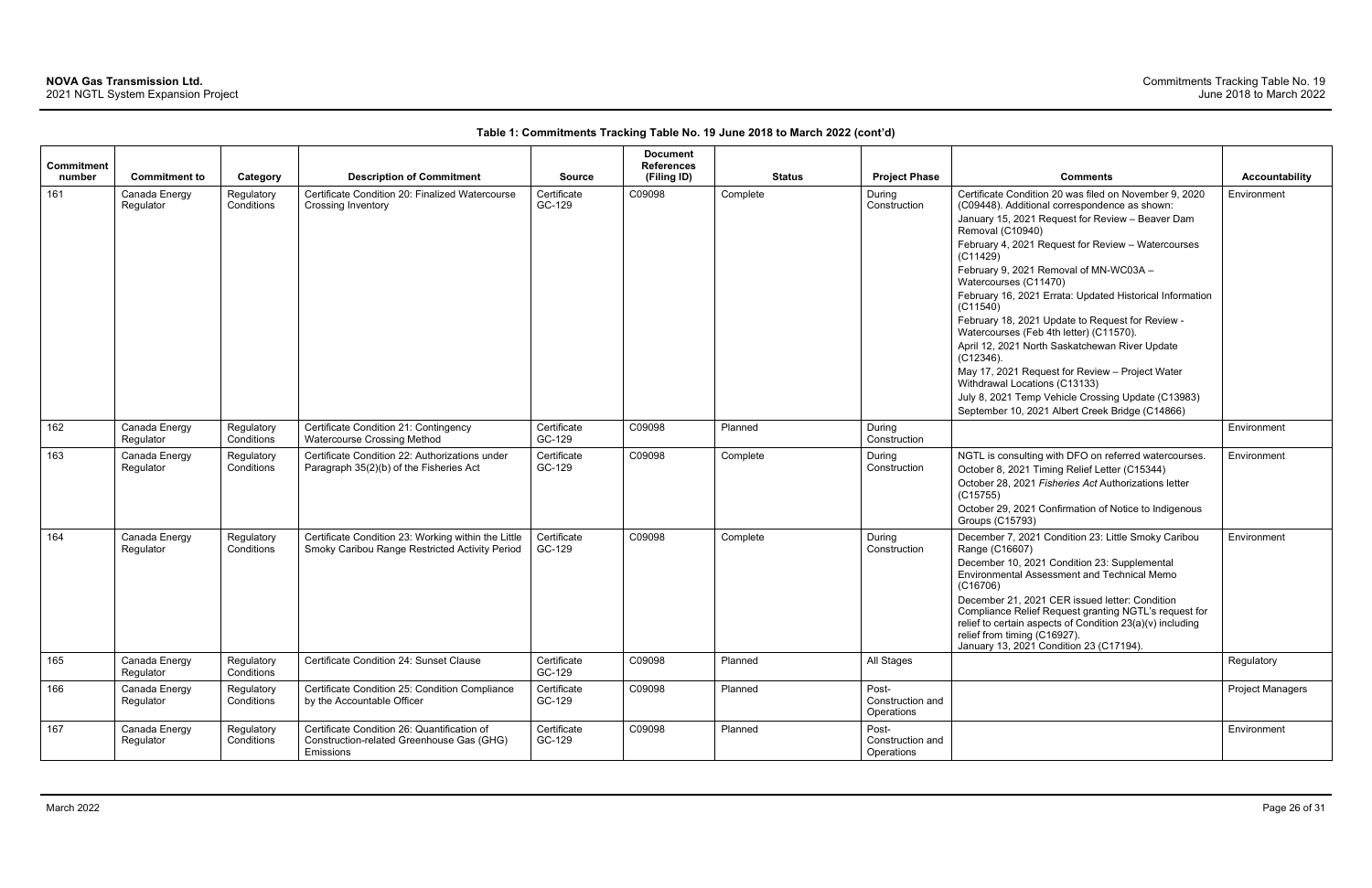**Table 1: Commitments Tracking Table No. 19 June 2018 to March 2022 (cont'd)**

| Commitment number | Commitment to | Category | Description of Commitment | Source | Document References (Filing ID) | Status | Project Phase | Comments | Accountability |
|---|---|---|---|---|---|---|---|---|---|
| 161 | Canada Energy Regulator | Regulatory Conditions | Certificate Condition 20: Finalized Watercourse Crossing Inventory | Certificate GC-129 | C09098 | Complete | During Construction | Certificate Condition 20 was filed on November 9, 2020 (C09448). Additional correspondence as shown:<br>January 15, 2021 Request for Review – Beaver Dam Removal (C10940)<br>February 4, 2021 Request for Review – Watercourses (C11429)<br>February 9, 2021 Removal of MN-WC03A – Watercourses (C11470)<br>February 16, 2021 Errata: Updated Historical Information (C11540)<br>February 18, 2021 Update to Request for Review - Watercourses (Feb 4th letter) (C11570).<br>April 12, 2021 North Saskatchewan River Update (C12346).<br>May 17, 2021 Request for Review – Project Water Withdrawal Locations (C13133)<br>July 8, 2021 Temp Vehicle Crossing Update (C13983)<br>September 10, 2021 Albert Creek Bridge (C14866) | Environment |
| 162 | Canada Energy Regulator | Regulatory Conditions | Certificate Condition 21: Contingency Watercourse Crossing Method | Certificate GC-129 | C09098 | Planned | During Construction | | Environment |
| 163 | Canada Energy Regulator | Regulatory Conditions | Certificate Condition 22: Authorizations under Paragraph 35(2)(b) of the Fisheries Act | Certificate GC-129 | C09098 | Complete | During Construction | NGTL is consulting with DFO on referred watercourses.<br>October 8, 2021 Timing Relief Letter (C15344)<br>October 28, 2021 *Fisheries Act* Authorizations letter (C15755)<br>October 29, 2021 Confirmation of Notice to Indigenous Groups (C15793) | Environment |
| 164 | Canada Energy Regulator | Regulatory Conditions | Certificate Condition 23: Working within the Little Smoky Caribou Range Restricted Activity Period | Certificate GC-129 | C09098 | Complete | During Construction | December 7, 2021 Condition 23: Little Smoky Caribou Range (C16607)<br>December 10, 2021 Condition 23: Supplemental Environmental Assessment and Technical Memo (C16706)<br>December 21, 2021 CER issued letter: Condition Compliance Relief Request granting NGTL's request for relief to certain aspects of Condition 23(a)(v) including relief from timing (C16927).<br>January 13, 2021 Condition 23 (C17194). | Environment |
| 165 | Canada Energy Regulator | Regulatory Conditions | Certificate Condition 24: Sunset Clause | Certificate GC-129 | C09098 | Planned | All Stages | | Regulatory |
| 166 | Canada Energy Regulator | Regulatory Conditions | Certificate Condition 25: Condition Compliance by the Accountable Officer | Certificate GC-129 | C09098 | Planned | Post-Construction and Operations | | Project Managers |
| 167 | Canada Energy Regulator | Regulatory Conditions | Certificate Condition 26: Quantification of Construction-related Greenhouse Gas (GHG) Emissions | Certificate GC-129 | C09098 | Planned | Post-Construction and Operations | | Environment |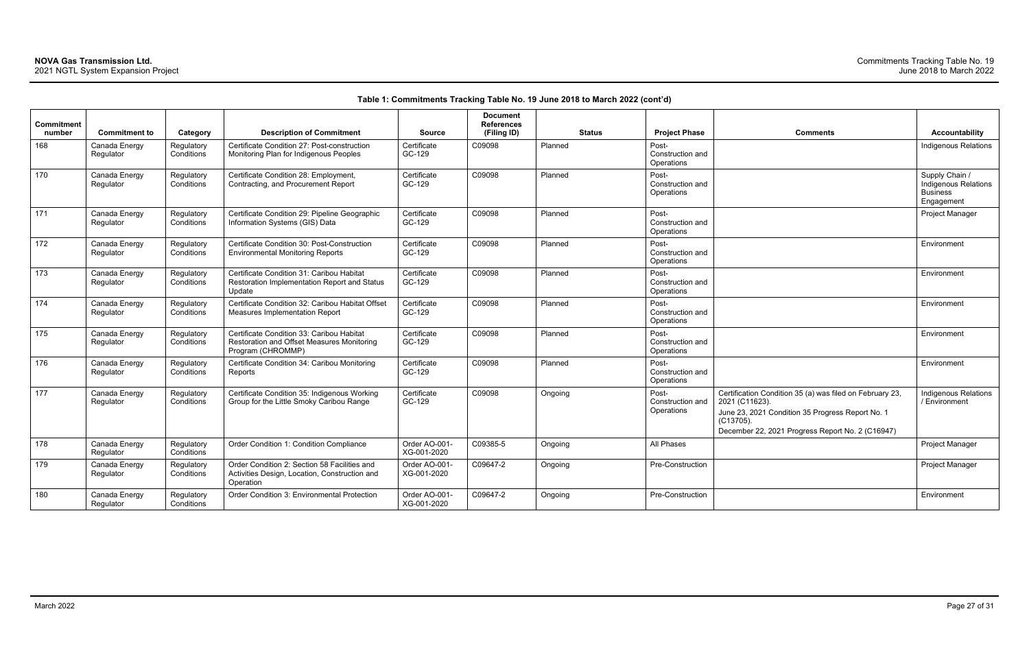**Table 1: Commitments Tracking Table No. 19 June 2018 to March 2022 (cont'd)**

| Commitment number | Commitment to | Category | Description of Commitment | Source | Document References (Filing ID) | Status | Project Phase | Comments | Accountability |
|---|---|---|---|---|---|---|---|---|---|
| 168 | Canada Energy Regulator | Regulatory Conditions | Certificate Condition 27: Post-construction Monitoring Plan for Indigenous Peoples | Certificate GC-129 | C09098 | Planned | Post-Construction and Operations | | Indigenous Relations |
| 170 | Canada Energy Regulator | Regulatory Conditions | Certificate Condition 28: Employment, Contracting, and Procurement Report | Certificate GC-129 | C09098 | Planned | Post-Construction and Operations | | Supply Chain / Indigenous Relations Business Engagement |
| 171 | Canada Energy Regulator | Regulatory Conditions | Certificate Condition 29: Pipeline Geographic Information Systems (GIS) Data | Certificate GC-129 | C09098 | Planned | Post-Construction and Operations | | Project Manager |
| 172 | Canada Energy Regulator | Regulatory Conditions | Certificate Condition 30: Post-Construction Environmental Monitoring Reports | Certificate GC-129 | C09098 | Planned | Post-Construction and Operations | | Environment |
| 173 | Canada Energy Regulator | Regulatory Conditions | Certificate Condition 31: Caribou Habitat Restoration Implementation Report and Status Update | Certificate GC-129 | C09098 | Planned | Post-Construction and Operations | | Environment |
| 174 | Canada Energy Regulator | Regulatory Conditions | Certificate Condition 32: Caribou Habitat Offset Measures Implementation Report | Certificate GC-129 | C09098 | Planned | Post-Construction and Operations | | Environment |
| 175 | Canada Energy Regulator | Regulatory Conditions | Certificate Condition 33: Caribou Habitat Restoration and Offset Measures Monitoring Program (CHROMMP) | Certificate GC-129 | C09098 | Planned | Post-Construction and Operations | | Environment |
| 176 | Canada Energy Regulator | Regulatory Conditions | Certificate Condition 34: Caribou Monitoring Reports | Certificate GC-129 | C09098 | Planned | Post-Construction and Operations | | Environment |
| 177 | Canada Energy Regulator | Regulatory Conditions | Certificate Condition 35: Indigenous Working Group for the Little Smoky Caribou Range | Certificate GC-129 | C09098 | Ongoing | Post-Construction and Operations | Certification Condition 35 (a) was filed on February 23, 2021 (C11623).<br>June 23, 2021 Condition 35 Progress Report No. 1 (C13705).<br>December 22, 2021 Progress Report No. 2 (C16947) | Indigenous Relations / Environment |
| 178 | Canada Energy Regulator | Regulatory Conditions | Order Condition 1: Condition Compliance | Order AO-001-XG-001-2020 | C09385-5 | Ongoing | All Phases | | Project Manager |
| 179 | Canada Energy Regulator | Regulatory Conditions | Order Condition 2: Section 58 Facilities and Activities Design, Location, Construction and Operation | Order AO-001-XG-001-2020 | C09647-2 | Ongoing | Pre-Construction | | Project Manager |
| 180 | Canada Energy Regulator | Regulatory Conditions | Order Condition 3: Environmental Protection | Order AO-001-XG-001-2020 | C09647-2 | Ongoing | Pre-Construction | | Environment |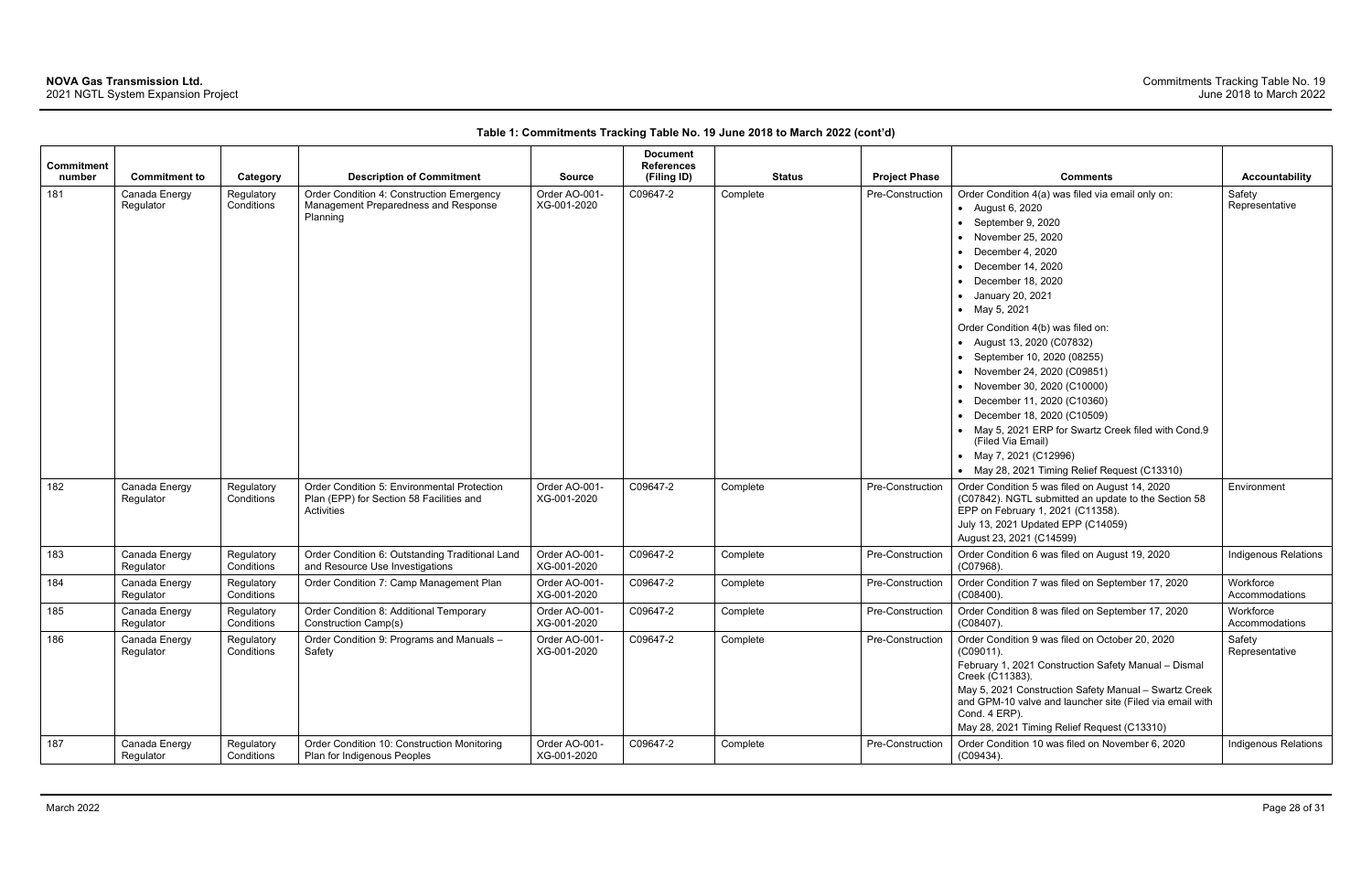**Table 1: Commitments Tracking Table No. 19 June 2018 to March 2022 (cont'd)**

| Commitment number | Commitment to | Category | Description of Commitment | Source | Document References (Filing ID) | Status | Project Phase | Comments | Accountability |
|---|---|---|---|---|---|---|---|---|---|
| 181 | Canada Energy Regulator | Regulatory Conditions | Order Condition 4: Construction Emergency Management Preparedness and Response Planning | Order AO-001-XG-001-2020 | C09647-2 | Complete | Pre-Construction | Order Condition 4(a) was filed via email only on:<br>• August 6, 2020<br>• September 9, 2020<br>• November 25, 2020<br>• December 4, 2020<br>• December 14, 2020<br>• December 18, 2020<br>• January 20, 2021<br>• May 5, 2021<br><br>Order Condition 4(b) was filed on:<br>• August 13, 2020 (C07832)<br>• September 10, 2020 (08255)<br>• November 24, 2020 (C09851)<br>• November 30, 2020 (C10000)<br>• December 11, 2020 (C10360)<br>• December 18, 2020 (C10509)<br>• May 5, 2021 ERP for Swartz Creek filed with Cond.9 (Filed Via Email)<br>• May 7, 2021 (C12996)<br>• May 28, 2021 Timing Relief Request (C13310) | Safety Representative |
| 182 | Canada Energy Regulator | Regulatory Conditions | Order Condition 5: Environmental Protection Plan (EPP) for Section 58 Facilities and Activities | Order AO-001-XG-001-2020 | C09647-2 | Complete | Pre-Construction | Order Condition 5 was filed on August 14, 2020 (C07842). NGTL submitted an update to the Section 58 EPP on February 1, 2021 (C11358).<br>July 13, 2021 Updated EPP (C14059)<br>August 23, 2021 (C14599) | Environment |
| 183 | Canada Energy Regulator | Regulatory Conditions | Order Condition 6: Outstanding Traditional Land and Resource Use Investigations | Order AO-001-XG-001-2020 | C09647-2 | Complete | Pre-Construction | Order Condition 6 was filed on August 19, 2020 (C07968). | Indigenous Relations |
| 184 | Canada Energy Regulator | Regulatory Conditions | Order Condition 7: Camp Management Plan | Order AO-001-XG-001-2020 | C09647-2 | Complete | Pre-Construction | Order Condition 7 was filed on September 17, 2020 (C08400). | Workforce Accommodations |
| 185 | Canada Energy Regulator | Regulatory Conditions | Order Condition 8: Additional Temporary Construction Camp(s) | Order AO-001-XG-001-2020 | C09647-2 | Complete | Pre-Construction | Order Condition 8 was filed on September 17, 2020 (C08407). | Workforce Accommodations |
| 186 | Canada Energy Regulator | Regulatory Conditions | Order Condition 9: Programs and Manuals – Safety | Order AO-001-XG-001-2020 | C09647-2 | Complete | Pre-Construction | Order Condition 9 was filed on October 20, 2020 (C09011).<br>February 1, 2021 Construction Safety Manual – Dismal Creek (C11383).<br>May 5, 2021 Construction Safety Manual – Swartz Creek and GPM-10 valve and launcher site (Filed via email with Cond. 4 ERP).<br>May 28, 2021 Timing Relief Request (C13310) | Safety Representative |
| 187 | Canada Energy Regulator | Regulatory Conditions | Order Condition 10: Construction Monitoring Plan for Indigenous Peoples | Order AO-001-XG-001-2020 | C09647-2 | Complete | Pre-Construction | Order Condition 10 was filed on November 6, 2020 (C09434). | Indigenous Relations |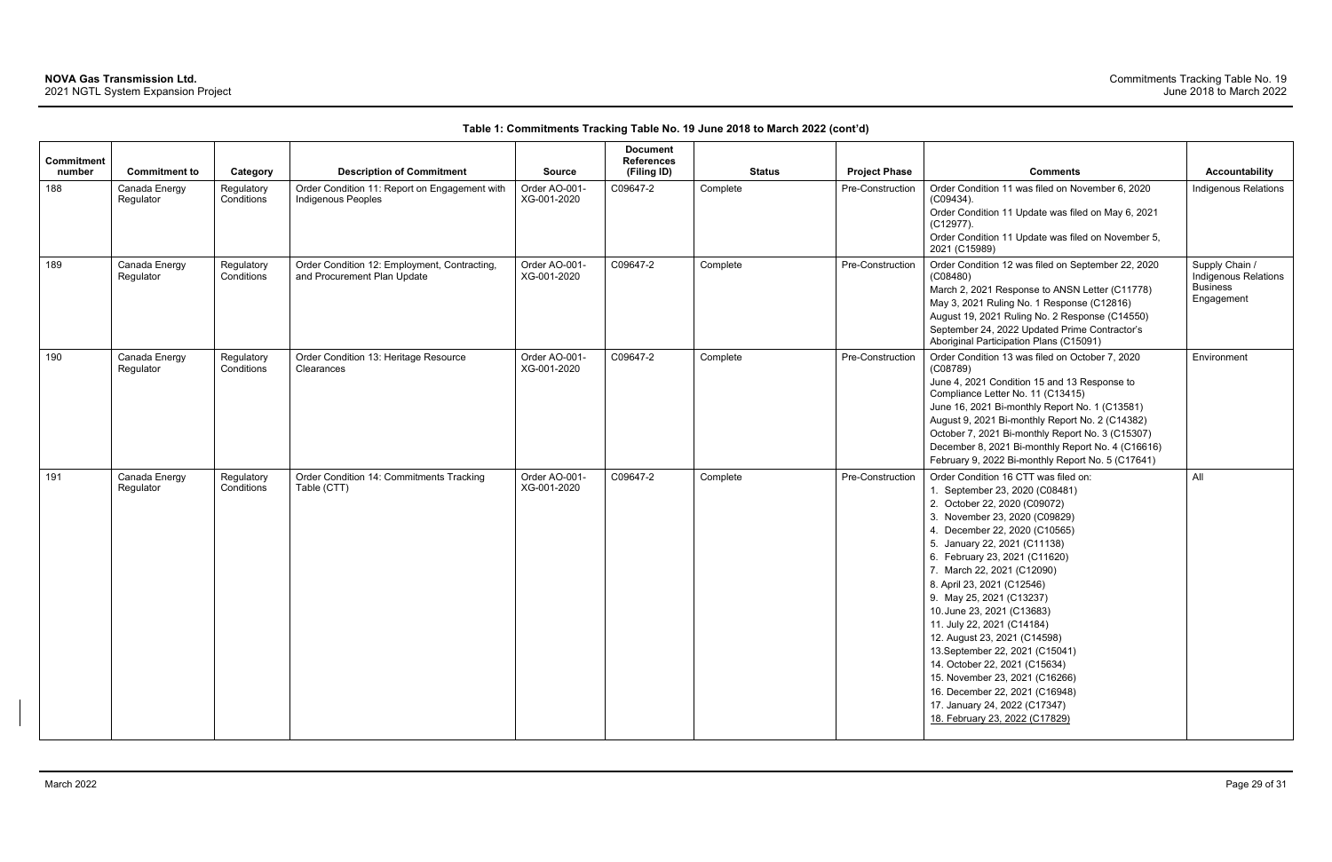**Table 1: Commitments Tracking Table No. 19 June 2018 to March 2022 (cont'd)**

| Commitment number | Commitment to | Category | Description of Commitment | Source | Document References (Filing ID) | Status | Project Phase | Comments | Accountability |
|---|---|---|---|---|---|---|---|---|---|
| 188 | Canada Energy Regulator | Regulatory Conditions | Order Condition 11: Report on Engagement with Indigenous Peoples | Order AO-001-XG-001-2020 | C09647-2 | Complete | Pre-Construction | Order Condition 11 was filed on November 6, 2020 (C09434).<br>Order Condition 11 Update was filed on May 6, 2021 (C12977).<br>Order Condition 11 Update was filed on November 5, 2021 (C15989) | Indigenous Relations |
| 189 | Canada Energy Regulator | Regulatory Conditions | Order Condition 12: Employment, Contracting, and Procurement Plan Update | Order AO-001-XG-001-2020 | C09647-2 | Complete | Pre-Construction | Order Condition 12 was filed on September 22, 2020 (C08480)<br>March 2, 2021 Response to ANSN Letter (C11778)<br>May 3, 2021 Ruling No. 1 Response (C12816)<br>August 19, 2021 Ruling No. 2 Response (C14550)<br>September 24, 2022 Updated Prime Contractor's Aboriginal Participation Plans (C15091) | Supply Chain / Indigenous Relations Business Engagement |
| 190 | Canada Energy Regulator | Regulatory Conditions | Order Condition 13: Heritage Resource Clearances | Order AO-001-XG-001-2020 | C09647-2 | Complete | Pre-Construction | Order Condition 13 was filed on October 7, 2020 (C08789)<br>June 4, 2021 Condition 15 and 13 Response to Compliance Letter No. 11 (C13415)<br>June 16, 2021 Bi-monthly Report No. 1 (C13581)<br>August 9, 2021 Bi-monthly Report No. 2 (C14382)<br>October 7, 2021 Bi-monthly Report No. 3 (C15307)<br>December 8, 2021 Bi-monthly Report No. 4 (C16616)<br>February 9, 2022 Bi-monthly Report No. 5 (C17641) | Environment |
| 191 | Canada Energy Regulator | Regulatory Conditions | Order Condition 14: Commitments Tracking Table (CTT) | Order AO-001-XG-001-2020 | C09647-2 | Complete | Pre-Construction | Order Condition 16 CTT was filed on:<br>1. September 23, 2020 (C08481)<br>2. October 22, 2020 (C09072)<br>3. November 23, 2020 (C09829)<br>4. December 22, 2020 (C10565)<br>5. January 22, 2021 (C11138)<br>6. February 23, 2021 (C11620)<br>7. March 22, 2021 (C12090)<br>8. April 23, 2021 (C12546)<br>9. May 25, 2021 (C13237)<br>10. June 23, 2021 (C13683)<br>11. July 22, 2021 (C14184)<br>12. August 23, 2021 (C14598)<br>13. September 22, 2021 (C15041)<br>14. October 22, 2021 (C15634)<br>15. November 23, 2021 (C16266)<br>16. December 22, 2021 (C16948)<br>17. January 24, 2022 (C17347)<br>18. February 23, 2022 (C17829) | All |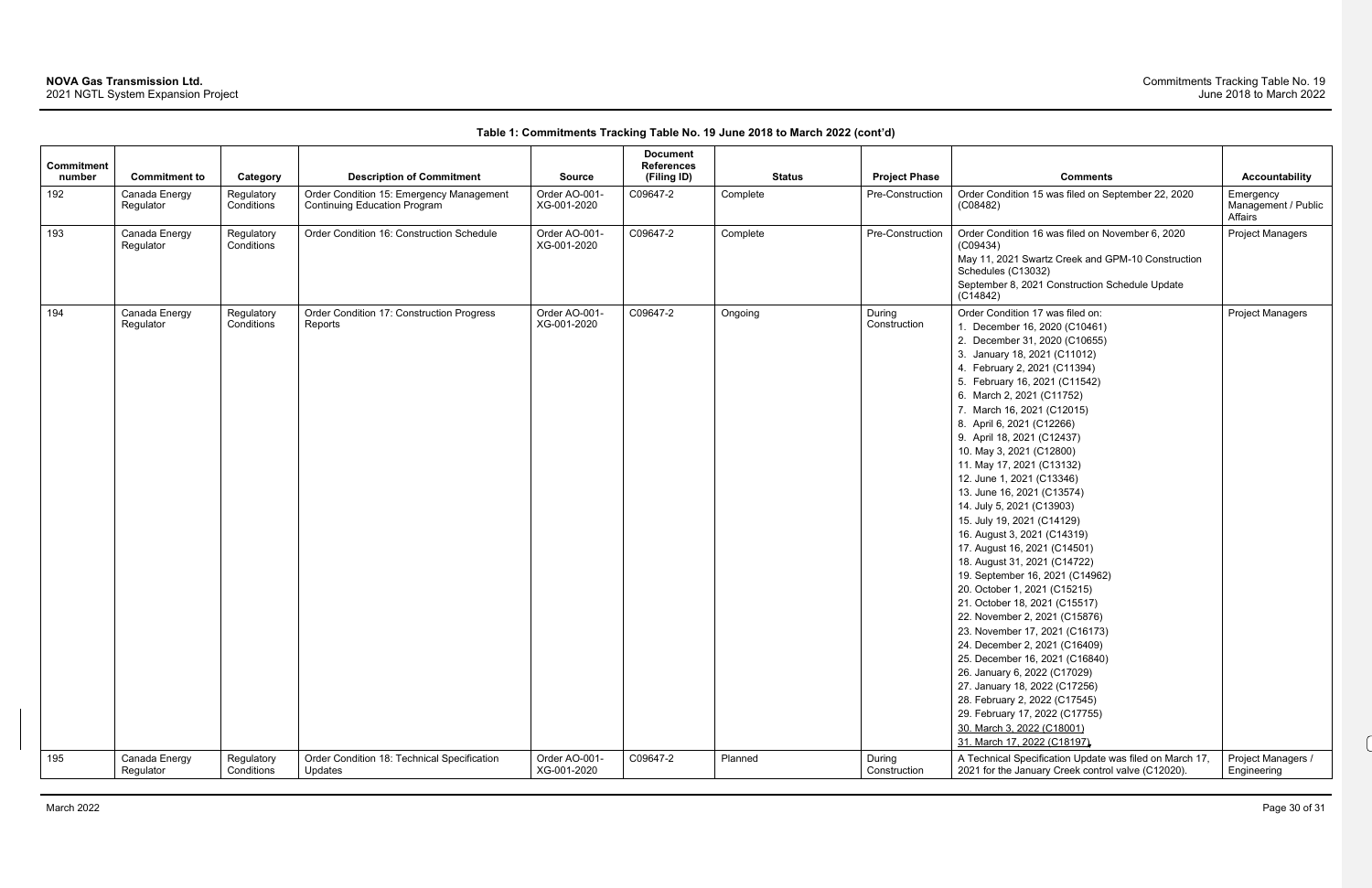**Table 1: Commitments Tracking Table No. 19 June 2018 to March 2022 (cont'd)**

| Commitment number | Commitment to | Category | Description of Commitment | Source | Document References (Filing ID) | Status | Project Phase | Comments | Accountability |
|---|---|---|---|---|---|---|---|---|---|
| 192 | Canada Energy Regulator | Regulatory Conditions | Order Condition 15: Emergency Management Continuing Education Program | Order AO-001-XG-001-2020 | C09647-2 | Complete | Pre-Construction | Order Condition 15 was filed on September 22, 2020 (C08482) | Emergency Management / Public Affairs |
| 193 | Canada Energy Regulator | Regulatory Conditions | Order Condition 16: Construction Schedule | Order AO-001-XG-001-2020 | C09647-2 | Complete | Pre-Construction | Order Condition 16 was filed on November 6, 2020 (C09434)<br>May 11, 2021 Swartz Creek and GPM-10 Construction Schedules (C13032)<br>September 8, 2021 Construction Schedule Update (C14842) | Project Managers |
| 194 | Canada Energy Regulator | Regulatory Conditions | Order Condition 17: Construction Progress Reports | Order AO-001-XG-001-2020 | C09647-2 | Ongoing | During Construction | Order Condition 17 was filed on:<br>1. December 16, 2020 (C10461)<br>2. December 31, 2020 (C10655)<br>3. January 18, 2021 (C11012)<br>4. February 2, 2021 (C11394)<br>5. February 16, 2021 (C11542)<br>6. March 2, 2021 (C11752)<br>7. March 16, 2021 (C12015)<br>8. April 6, 2021 (C12266)<br>9. April 18, 2021 (C12437)<br>10. May 3, 2021 (C12800)<br>11. May 17, 2021 (C13132)<br>12. June 1, 2021 (C13346)<br>13. June 16, 2021 (C13574)<br>14. July 5, 2021 (C13903)<br>15. July 19, 2021 (C14129)<br>16. August 3, 2021 (C14319)<br>17. August 16, 2021 (C14501)<br>18. August 31, 2021 (C14722)<br>19. September 16, 2021 (C14962)<br>20. October 1, 2021 (C15215)<br>21. October 18, 2021 (C15517)<br>22. November 2, 2021 (C15876)<br>23. November 17, 2021 (C16173)<br>24. December 2, 2021 (C16409)<br>25. December 16, 2021 (C16840)<br>26. January 6, 2022 (C17029)<br>27. January 18, 2022 (C17256)<br>28. February 2, 2022 (C17545)<br>29. February 17, 2022 (C17755)<br>30. March 3, 2022 (C18001)<br>31. March 17, 2022 (C18197) | Project Managers |
| 195 | Canada Energy Regulator | Regulatory Conditions | Order Condition 18: Technical Specification Updates | Order AO-001-XG-001-2020 | C09647-2 | Planned | During Construction | A Technical Specification Update was filed on March 17, 2021 for the January Creek control valve (C12020). | Project Managers / Engineering |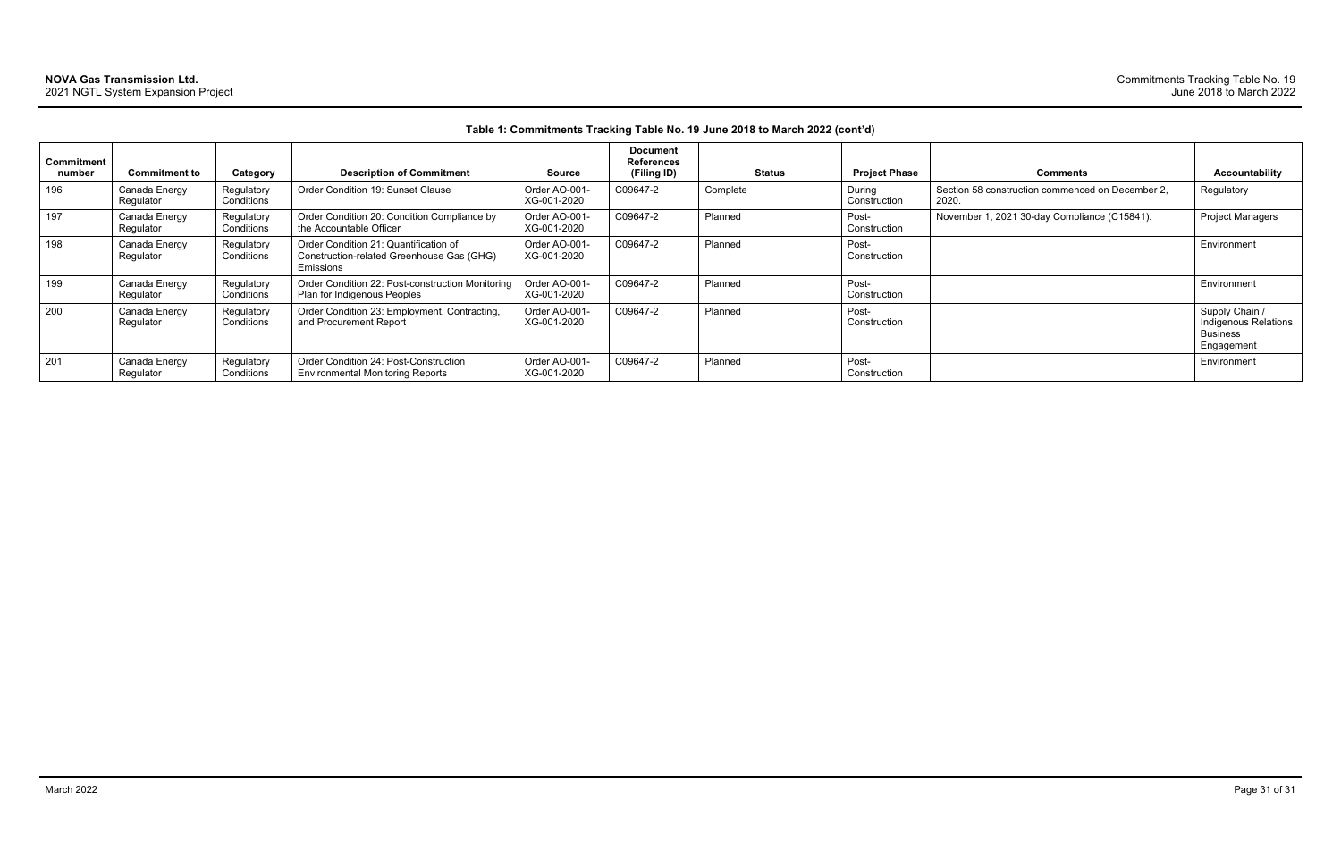**Table 1: Commitments Tracking Table No. 19 June 2018 to March 2022 (cont'd)**

| Commitment number | Commitment to | Category | Description of Commitment | Source | Document References (Filing ID) | Status | Project Phase | Comments | Accountability |
|---|---|---|---|---|---|---|---|---|---|
| 196 | Canada Energy Regulator | Regulatory Conditions | Order Condition 19: Sunset Clause | Order AO-001-XG-001-2020 | C09647-2 | Complete | During Construction | Section 58 construction commenced on December 2, 2020. | Regulatory |
| 197 | Canada Energy Regulator | Regulatory Conditions | Order Condition 20: Condition Compliance by the Accountable Officer | Order AO-001-XG-001-2020 | C09647-2 | Planned | Post-Construction | November 1, 2021 30-day Compliance (C15841). | Project Managers |
| 198 | Canada Energy Regulator | Regulatory Conditions | Order Condition 21: Quantification of Construction-related Greenhouse Gas (GHG) Emissions | Order AO-001-XG-001-2020 | C09647-2 | Planned | Post-Construction | | Environment |
| 199 | Canada Energy Regulator | Regulatory Conditions | Order Condition 22: Post-construction Monitoring Plan for Indigenous Peoples | Order AO-001-XG-001-2020 | C09647-2 | Planned | Post-Construction | | Environment |
| 200 | Canada Energy Regulator | Regulatory Conditions | Order Condition 23: Employment, Contracting, and Procurement Report | Order AO-001-XG-001-2020 | C09647-2 | Planned | Post-Construction | | Supply Chain / Indigenous Relations Business Engagement |
| 201 | Canada Energy Regulator | Regulatory Conditions | Order Condition 24: Post-Construction Environmental Monitoring Reports | Order AO-001-XG-001-2020 | C09647-2 | Planned | Post-Construction | | Environment |